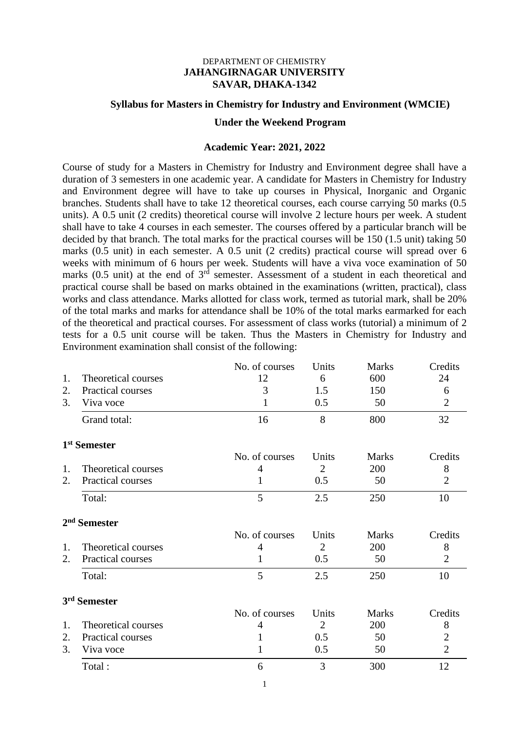DEPARTMENT OF CHEMISTRY
**JAHANGIRNAGAR UNIVERSITY**
**SAVAR, DHAKA-1342**

## Syllabus for Masters in Chemistry for Industry and Environment (WMCIE)

## Under the Weekend Program

### Academic Year: 2021, 2022

Course of study for a Masters in Chemistry for Industry and Environment degree shall have a duration of 3 semesters in one academic year. A candidate for Masters in Chemistry for Industry and Environment degree will have to take up courses in Physical, Inorganic and Organic branches. Students shall have to take 12 theoretical courses, each course carrying 50 marks (0.5 units). A 0.5 unit (2 credits) theoretical course will involve 2 lecture hours per week. A student shall have to take 4 courses in each semester. The courses offered by a particular branch will be decided by that branch. The total marks for the practical courses will be 150 (1.5 unit) taking 50 marks (0.5 unit) in each semester. A 0.5 unit (2 credits) practical course will spread over 6 weeks with minimum of 6 hours per week. Students will have a viva voce examination of 50 marks (0.5 unit) at the end of 3rd semester. Assessment of a student in each theoretical and practical course shall be based on marks obtained in the examinations (written, practical), class works and class attendance. Marks allotted for class work, termed as tutorial mark, shall be 20% of the total marks and marks for attendance shall be 10% of the total marks earmarked for each of the theoretical and practical courses. For assessment of class works (tutorial) a minimum of 2 tests for a 0.5 unit course will be taken. Thus the Masters in Chemistry for Industry and Environment examination shall consist of the following:

| | | No. of courses | Units | Marks | Credits |
|---|---|---|---|---|---|
| 1. | Theoretical courses | 12 | 6 | 600 | 24 |
| 2. | Practical courses | 3 | 1.5 | 150 | 6 |
| 3. | Viva voce | 1 | 0.5 | 50 | 2 |
| | Grand total: | 16 | 8 | 800 | 32 |

**1st Semester**

| | | No. of courses | Units | Marks | Credits |
|---|---|---|---|---|---|
| 1. | Theoretical courses | 4 | 2 | 200 | 8 |
| 2. | Practical courses | 1 | 0.5 | 50 | 2 |
| | Total: | 5 | 2.5 | 250 | 10 |

**2nd Semester**

| | | No. of courses | Units | Marks | Credits |
|---|---|---|---|---|---|
| 1. | Theoretical courses | 4 | 2 | 200 | 8 |
| 2. | Practical courses | 1 | 0.5 | 50 | 2 |
| | Total: | 5 | 2.5 | 250 | 10 |

**3rd Semester**

| | | No. of courses | Units | Marks | Credits |
|---|---|---|---|---|---|
| 1. | Theoretical courses | 4 | 2 | 200 | 8 |
| 2. | Practical courses | 1 | 0.5 | 50 | 2 |
| 3. | Viva voce | 1 | 0.5 | 50 | 2 |
| | Total : | 6 | 3 | 300 | 12 |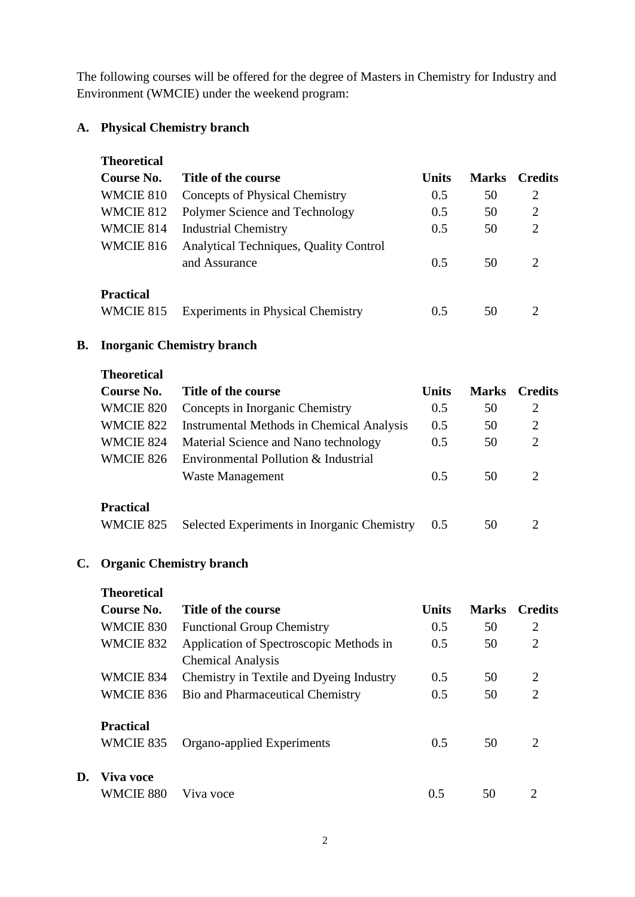The following courses will be offered for the degree of Masters in Chemistry for Industry and Environment (WMCIE) under the weekend program:

## A. Physical Chemistry branch

**Theoretical**

| Course No. | Title of the course | Units | Marks | Credits |
|---|---|---|---|---|
| WMCIE 810 | Concepts of Physical Chemistry | 0.5 | 50 | 2 |
| WMCIE 812 | Polymer Science and Technology | 0.5 | 50 | 2 |
| WMCIE 814 | Industrial Chemistry | 0.5 | 50 | 2 |
| WMCIE 816 | Analytical Techniques, Quality Control and Assurance | 0.5 | 50 | 2 |

**Practical**

| Course No. | Title of the course | Units | Marks | Credits |
|---|---|---|---|---|
| WMCIE 815 | Experiments in Physical Chemistry | 0.5 | 50 | 2 |

## B. Inorganic Chemistry branch

**Theoretical**

| Course No. | Title of the course | Units | Marks | Credits |
|---|---|---|---|---|
| WMCIE 820 | Concepts in Inorganic Chemistry | 0.5 | 50 | 2 |
| WMCIE 822 | Instrumental Methods in Chemical Analysis | 0.5 | 50 | 2 |
| WMCIE 824 | Material Science and Nano technology | 0.5 | 50 | 2 |
| WMCIE 826 | Environmental Pollution & Industrial Waste Management | 0.5 | 50 | 2 |

**Practical**

| Course No. | Title of the course | Units | Marks | Credits |
|---|---|---|---|---|
| WMCIE 825 | Selected Experiments in Inorganic Chemistry | 0.5 | 50 | 2 |

## C. Organic Chemistry branch

**Theoretical**

| Course No. | Title of the course | Units | Marks | Credits |
|---|---|---|---|---|
| WMCIE 830 | Functional Group Chemistry | 0.5 | 50 | 2 |
| WMCIE 832 | Application of Spectroscopic Methods in Chemical Analysis | 0.5 | 50 | 2 |
| WMCIE 834 | Chemistry in Textile and Dyeing Industry | 0.5 | 50 | 2 |
| WMCIE 836 | Bio and Pharmaceutical Chemistry | 0.5 | 50 | 2 |

**Practical**

| Course No. | Title of the course | Units | Marks | Credits |
|---|---|---|---|---|
| WMCIE 835 | Organo-applied Experiments | 0.5 | 50 | 2 |

## D. Viva voce

| Course No. | Title of the course | Units | Marks | Credits |
|---|---|---|---|---|
| WMCIE 880 | Viva voce | 0.5 | 50 | 2 |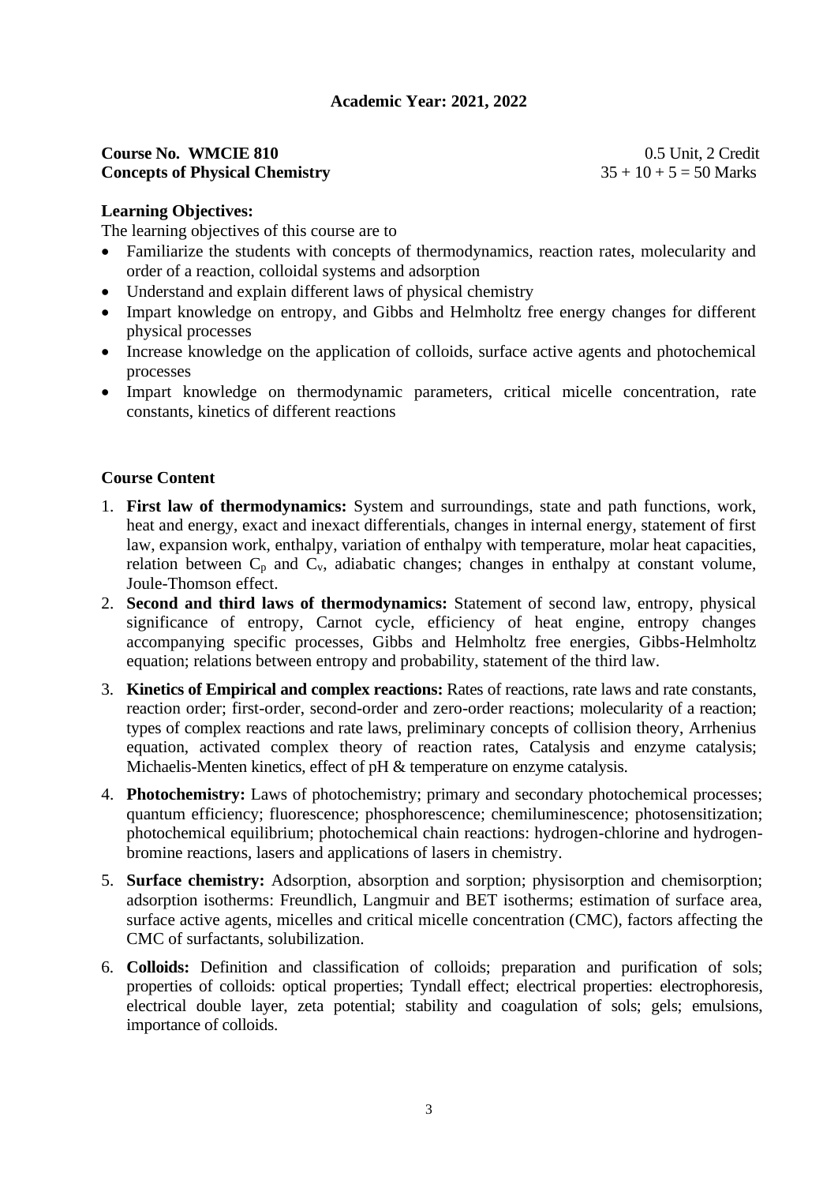**Academic Year: 2021, 2022**

**Course No. WMCIE 810** 0.5 Unit, 2 Credit
**Concepts of Physical Chemistry** $35 + 10 + 5 = 50$ Marks

**Learning Objectives:**

The learning objectives of this course are to

- Familiarize the students with concepts of thermodynamics, reaction rates, molecularity and order of a reaction, colloidal systems and adsorption
- Understand and explain different laws of physical chemistry
- Impart knowledge on entropy, and Gibbs and Helmholtz free energy changes for different physical processes
- Increase knowledge on the application of colloids, surface active agents and photochemical processes
- Impart knowledge on thermodynamic parameters, critical micelle concentration, rate constants, kinetics of different reactions

**Course Content**

1. **First law of thermodynamics:** System and surroundings, state and path functions, work, heat and energy, exact and inexact differentials, changes in internal energy, statement of first law, expansion work, enthalpy, variation of enthalpy with temperature, molar heat capacities, relation between $C_p$ and $C_v$, adiabatic changes; changes in enthalpy at constant volume, Joule-Thomson effect.
2. **Second and third laws of thermodynamics:** Statement of second law, entropy, physical significance of entropy, Carnot cycle, efficiency of heat engine, entropy changes accompanying specific processes, Gibbs and Helmholtz free energies, Gibbs-Helmholtz equation; relations between entropy and probability, statement of the third law.
3. **Kinetics of Empirical and complex reactions:** Rates of reactions, rate laws and rate constants, reaction order; first-order, second-order and zero-order reactions; molecularity of a reaction; types of complex reactions and rate laws, preliminary concepts of collision theory, Arrhenius equation, activated complex theory of reaction rates, Catalysis and enzyme catalysis; Michaelis-Menten kinetics, effect of pH & temperature on enzyme catalysis.
4. **Photochemistry:** Laws of photochemistry; primary and secondary photochemical processes; quantum efficiency; fluorescence; phosphorescence; chemiluminescence; photosensitization; photochemical equilibrium; photochemical chain reactions: hydrogen-chlorine and hydrogen-bromine reactions, lasers and applications of lasers in chemistry.
5. **Surface chemistry:** Adsorption, absorption and sorption; physisorption and chemisorption; adsorption isotherms: Freundlich, Langmuir and BET isotherms; estimation of surface area, surface active agents, micelles and critical micelle concentration (CMC), factors affecting the CMC of surfactants, solubilization.
6. **Colloids:** Definition and classification of colloids; preparation and purification of sols; properties of colloids: optical properties; Tyndall effect; electrical properties: electrophoresis, electrical double layer, zeta potential; stability and coagulation of sols; gels; emulsions, importance of colloids.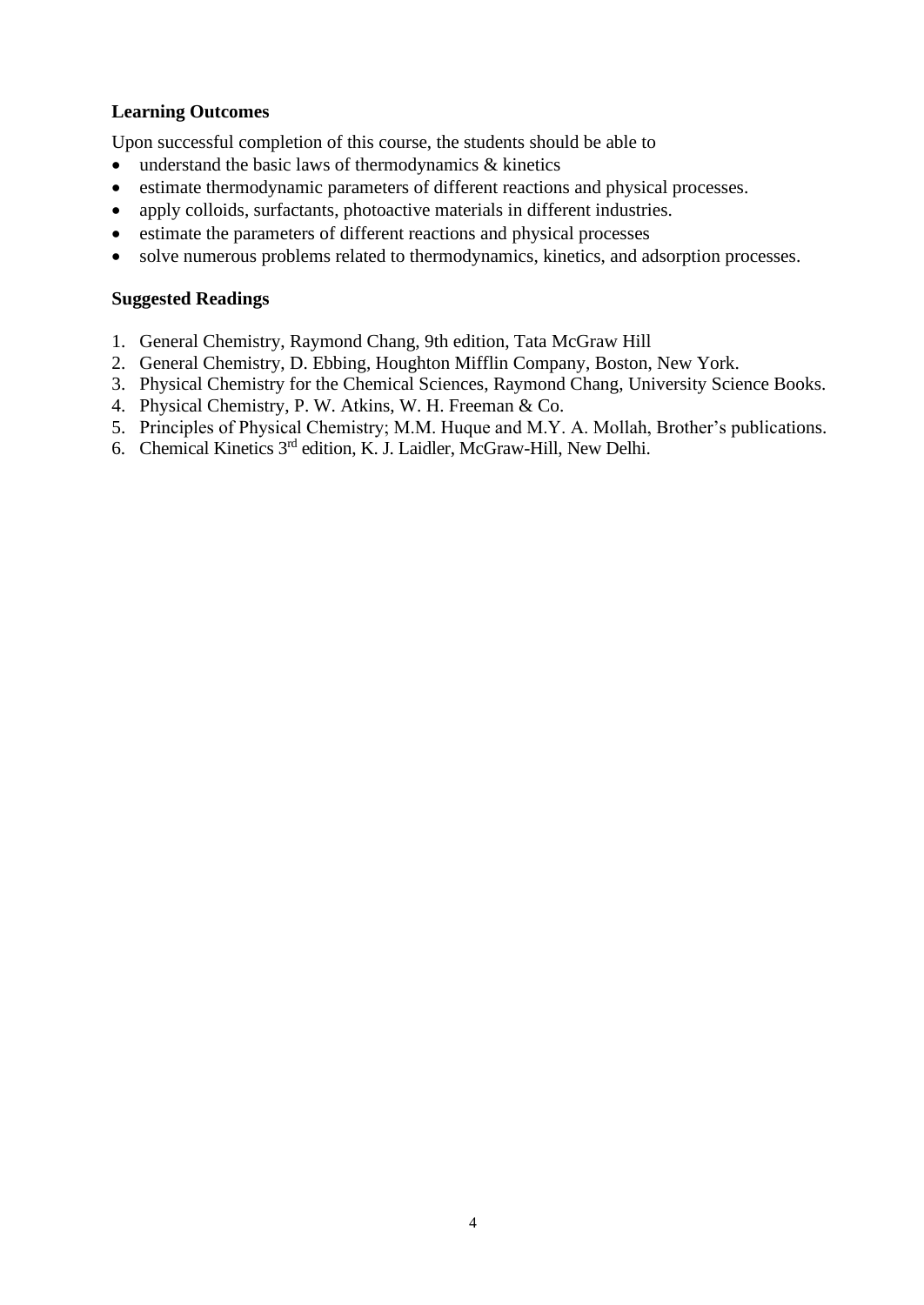**Learning Outcomes**

Upon successful completion of this course, the students should be able to

- understand the basic laws of thermodynamics & kinetics
- estimate thermodynamic parameters of different reactions and physical processes.
- apply colloids, surfactants, photoactive materials in different industries.
- estimate the parameters of different reactions and physical processes
- solve numerous problems related to thermodynamics, kinetics, and adsorption processes.

**Suggested Readings**

1. General Chemistry, Raymond Chang, 9th edition, Tata McGraw Hill
2. General Chemistry, D. Ebbing, Houghton Mifflin Company, Boston, New York.
3. Physical Chemistry for the Chemical Sciences, Raymond Chang, University Science Books.
4. Physical Chemistry, P. W. Atkins, W. H. Freeman & Co.
5. Principles of Physical Chemistry; M.M. Huque and M.Y. A. Mollah, Brother's publications.
6. Chemical Kinetics 3rd edition, K. J. Laidler, McGraw-Hill, New Delhi.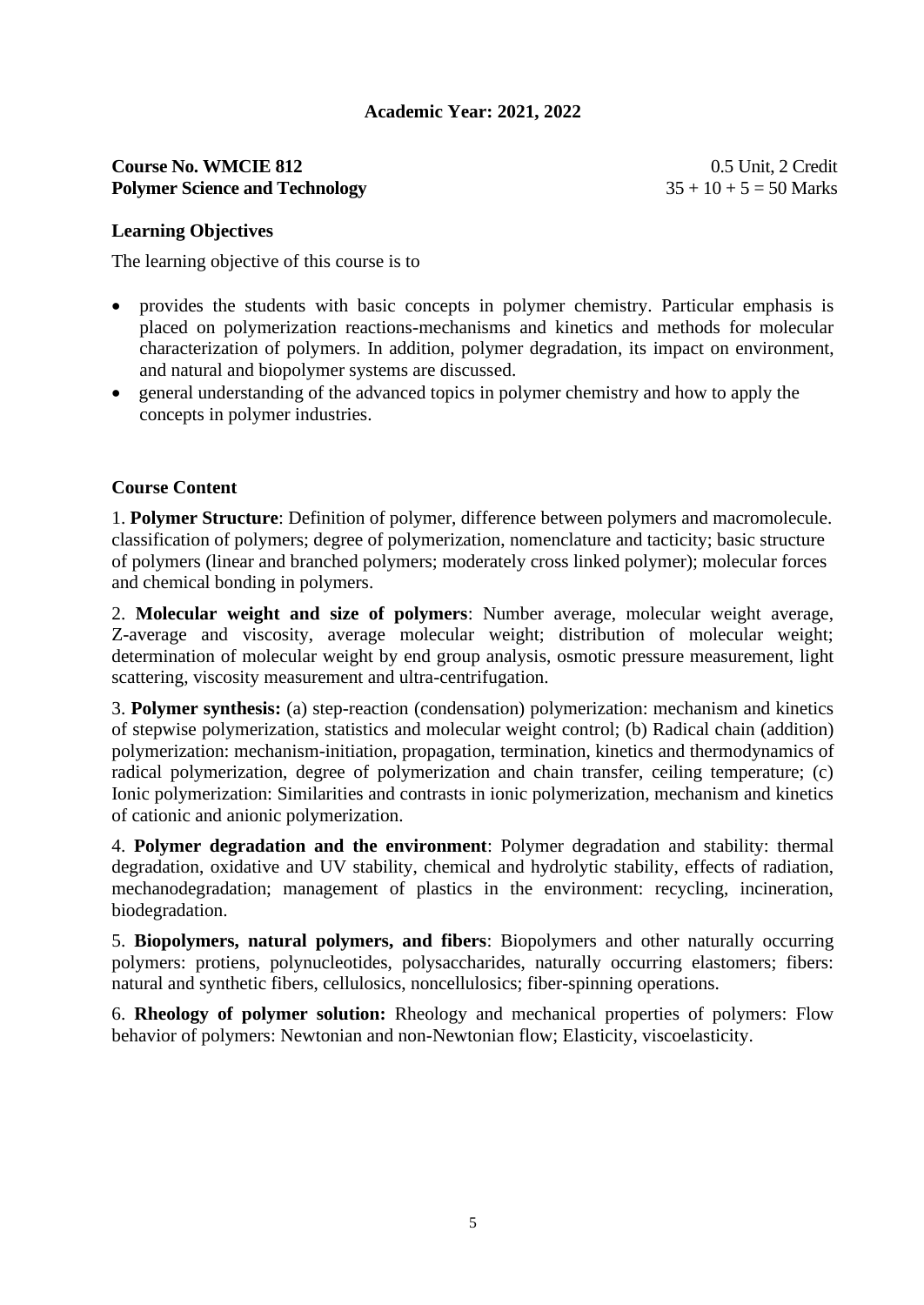**Academic Year: 2021, 2022**

**Course No. WMCIE 812** — 0.5 Unit, 2 Credit
**Polymer Science and Technology** — 35 + 10 + 5 = 50 Marks

**Learning Objectives**

The learning objective of this course is to

- provides the students with basic concepts in polymer chemistry. Particular emphasis is placed on polymerization reactions-mechanisms and kinetics and methods for molecular characterization of polymers. In addition, polymer degradation, its impact on environment, and natural and biopolymer systems are discussed.
- general understanding of the advanced topics in polymer chemistry and how to apply the concepts in polymer industries.

**Course Content**

1. **Polymer Structure**: Definition of polymer, difference between polymers and macromolecule. classification of polymers; degree of polymerization, nomenclature and tacticity; basic structure of polymers (linear and branched polymers; moderately cross linked polymer); molecular forces and chemical bonding in polymers.

2. **Molecular weight and size of polymers**: Number average, molecular weight average, Z-average and viscosity, average molecular weight; distribution of molecular weight; determination of molecular weight by end group analysis, osmotic pressure measurement, light scattering, viscosity measurement and ultra-centrifugation.

3. **Polymer synthesis:** (a) step-reaction (condensation) polymerization: mechanism and kinetics of stepwise polymerization, statistics and molecular weight control; (b) Radical chain (addition) polymerization: mechanism-initiation, propagation, termination, kinetics and thermodynamics of radical polymerization, degree of polymerization and chain transfer, ceiling temperature; (c) Ionic polymerization: Similarities and contrasts in ionic polymerization, mechanism and kinetics of cationic and anionic polymerization.

4. **Polymer degradation and the environment**: Polymer degradation and stability: thermal degradation, oxidative and UV stability, chemical and hydrolytic stability, effects of radiation, mechanodegradation; management of plastics in the environment: recycling, incineration, biodegradation.

5. **Biopolymers, natural polymers, and fibers**: Biopolymers and other naturally occurring polymers: protiens, polynucleotides, polysaccharides, naturally occurring elastomers; fibers: natural and synthetic fibers, cellulosics, noncellulosics; fiber-spinning operations.

6. **Rheology of polymer solution:** Rheology and mechanical properties of polymers: Flow behavior of polymers: Newtonian and non-Newtonian flow; Elasticity, viscoelasticity.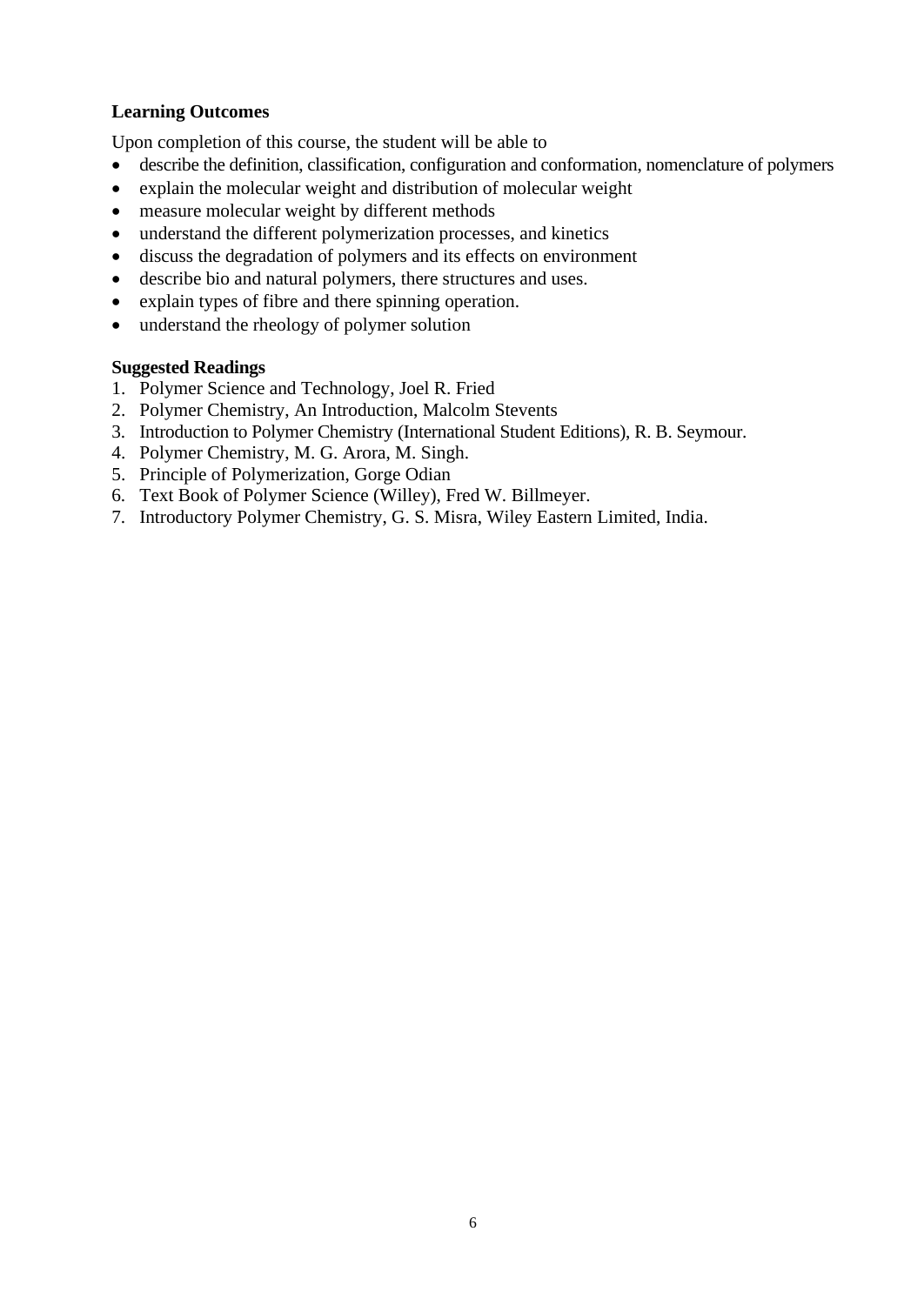**Learning Outcomes**

Upon completion of this course, the student will be able to

- describe the definition, classification, configuration and conformation, nomenclature of polymers
- explain the molecular weight and distribution of molecular weight
- measure molecular weight by different methods
- understand the different polymerization processes, and kinetics
- discuss the degradation of polymers and its effects on environment
- describe bio and natural polymers, there structures and uses.
- explain types of fibre and there spinning operation.
- understand the rheology of polymer solution

**Suggested Readings**

1. Polymer Science and Technology, Joel R. Fried
2. Polymer Chemistry, An Introduction, Malcolm Stevents
3. Introduction to Polymer Chemistry (International Student Editions), R. B. Seymour.
4. Polymer Chemistry, M. G. Arora, M. Singh.
5. Principle of Polymerization, Gorge Odian
6. Text Book of Polymer Science (Willey), Fred W. Billmeyer.
7. Introductory Polymer Chemistry, G. S. Misra, Wiley Eastern Limited, India.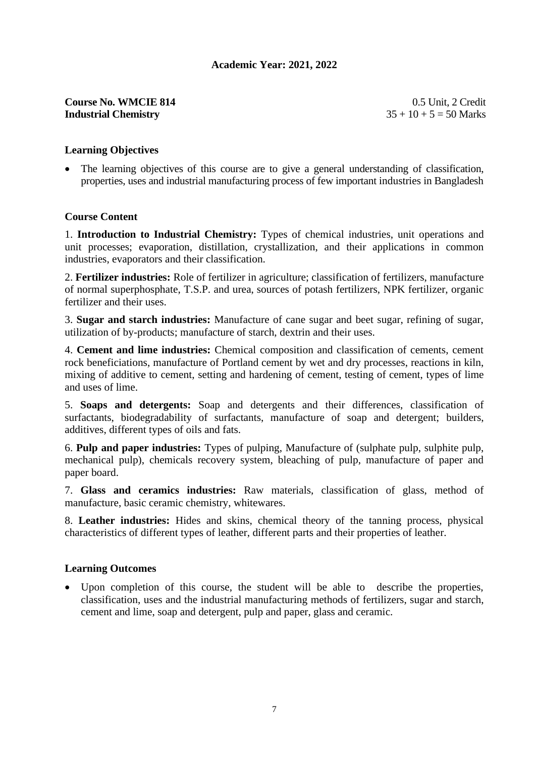**Academic Year: 2021, 2022**

**Course No. WMCIE 814** — 0.5 Unit, 2 Credit
**Industrial Chemistry** — 35 + 10 + 5 = 50 Marks

**Learning Objectives**

- The learning objectives of this course are to give a general understanding of classification, properties, uses and industrial manufacturing process of few important industries in Bangladesh

**Course Content**

1. **Introduction to Industrial Chemistry:** Types of chemical industries, unit operations and unit processes; evaporation, distillation, crystallization, and their applications in common industries, evaporators and their classification.

2. **Fertilizer industries:** Role of fertilizer in agriculture; classification of fertilizers, manufacture of normal superphosphate, T.S.P. and urea, sources of potash fertilizers, NPK fertilizer, organic fertilizer and their uses.

3. **Sugar and starch industries:** Manufacture of cane sugar and beet sugar, refining of sugar, utilization of by-products; manufacture of starch, dextrin and their uses.

4. **Cement and lime industries:** Chemical composition and classification of cements, cement rock beneficiations, manufacture of Portland cement by wet and dry processes, reactions in kiln, mixing of additive to cement, setting and hardening of cement, testing of cement, types of lime and uses of lime.

5. **Soaps and detergents:** Soap and detergents and their differences, classification of surfactants, biodegradability of surfactants, manufacture of soap and detergent; builders, additives, different types of oils and fats.

6. **Pulp and paper industries:** Types of pulping, Manufacture of (sulphate pulp, sulphite pulp, mechanical pulp), chemicals recovery system, bleaching of pulp, manufacture of paper and paper board.

7. **Glass and ceramics industries:** Raw materials, classification of glass, method of manufacture, basic ceramic chemistry, whitewares.

8. **Leather industries:** Hides and skins, chemical theory of the tanning process, physical characteristics of different types of leather, different parts and their properties of leather.

**Learning Outcomes**

- Upon completion of this course, the student will be able to describe the properties, classification, uses and the industrial manufacturing methods of fertilizers, sugar and starch, cement and lime, soap and detergent, pulp and paper, glass and ceramic.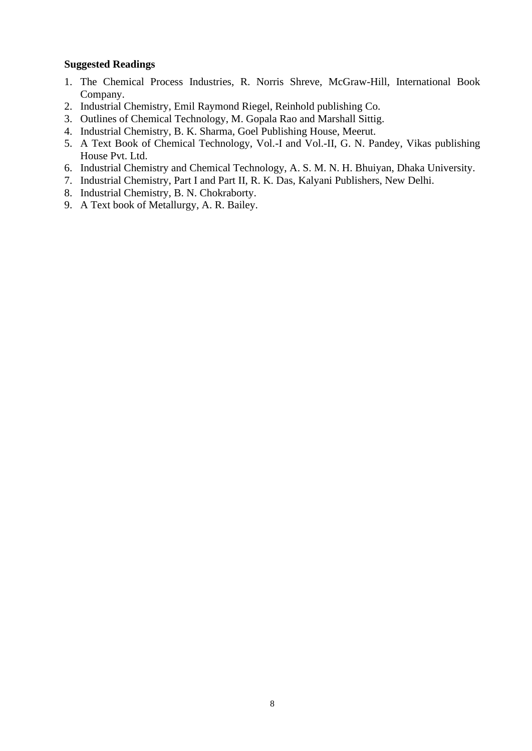**Suggested Readings**

1. The Chemical Process Industries, R. Norris Shreve, McGraw-Hill, International Book Company.
2. Industrial Chemistry, Emil Raymond Riegel, Reinhold publishing Co.
3. Outlines of Chemical Technology, M. Gopala Rao and Marshall Sittig.
4. Industrial Chemistry, B. K. Sharma, Goel Publishing House, Meerut.
5. A Text Book of Chemical Technology, Vol.-I and Vol.-II, G. N. Pandey, Vikas publishing House Pvt. Ltd.
6. Industrial Chemistry and Chemical Technology, A. S. M. N. H. Bhuiyan, Dhaka University.
7. Industrial Chemistry, Part I and Part II, R. K. Das, Kalyani Publishers, New Delhi.
8. Industrial Chemistry, B. N. Chokraborty.
9. A Text book of Metallurgy, A. R. Bailey.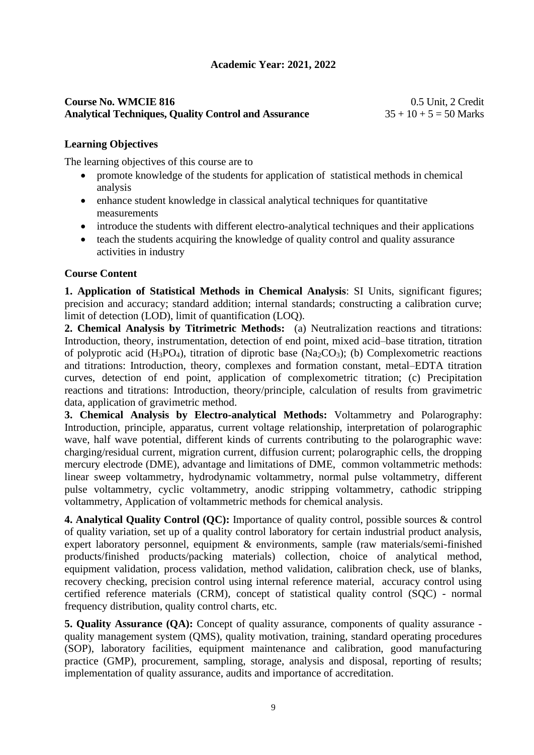**Academic Year: 2021, 2022**

**Course No. WMCIE 816** 0.5 Unit, 2 Credit
**Analytical Techniques, Quality Control and Assurance** 35 + 10 + 5 = 50 Marks

## Learning Objectives

The learning objectives of this course are to

- promote knowledge of the students for application of statistical methods in chemical analysis
- enhance student knowledge in classical analytical techniques for quantitative measurements
- introduce the students with different electro-analytical techniques and their applications
- teach the students acquiring the knowledge of quality control and quality assurance activities in industry

## Course Content

**1. Application of Statistical Methods in Chemical Analysis**: SI Units, significant figures; precision and accuracy; standard addition; internal standards; constructing a calibration curve; limit of detection (LOD), limit of quantification (LOQ).

**2. Chemical Analysis by Titrimetric Methods:** (a) Neutralization reactions and titrations: Introduction, theory, instrumentation, detection of end point, mixed acid–base titration, titration of polyprotic acid ($H_3PO_4$), titration of diprotic base ($Na_2CO_3$); (b) Complexometric reactions and titrations: Introduction, theory, complexes and formation constant, metal–EDTA titration curves, detection of end point, application of complexometric titration; (c) Precipitation reactions and titrations: Introduction, theory/principle, calculation of results from gravimetric data, application of gravimetric method.

**3. Chemical Analysis by Electro-analytical Methods:** Voltammetry and Polarography: Introduction, principle, apparatus, current voltage relationship, interpretation of polarographic wave, half wave potential, different kinds of currents contributing to the polarographic wave: charging/residual current, migration current, diffusion current; polarographic cells, the dropping mercury electrode (DME), advantage and limitations of DME, common voltammetric methods: linear sweep voltammetry, hydrodynamic voltammetry, normal pulse voltammetry, different pulse voltammetry, cyclic voltammetry, anodic stripping voltammetry, cathodic stripping voltammetry, Application of voltammetric methods for chemical analysis.

**4. Analytical Quality Control (QC):** Importance of quality control, possible sources & control of quality variation, set up of a quality control laboratory for certain industrial product analysis, expert laboratory personnel, equipment & environments, sample (raw materials/semi-finished products/finished products/packing materials) collection, choice of analytical method, equipment validation, process validation, method validation, calibration check, use of blanks, recovery checking, precision control using internal reference material, accuracy control using certified reference materials (CRM), concept of statistical quality control (SQC) - normal frequency distribution, quality control charts, etc.

**5. Quality Assurance (QA):** Concept of quality assurance, components of quality assurance - quality management system (QMS), quality motivation, training, standard operating procedures (SOP), laboratory facilities, equipment maintenance and calibration, good manufacturing practice (GMP), procurement, sampling, storage, analysis and disposal, reporting of results; implementation of quality assurance, audits and importance of accreditation.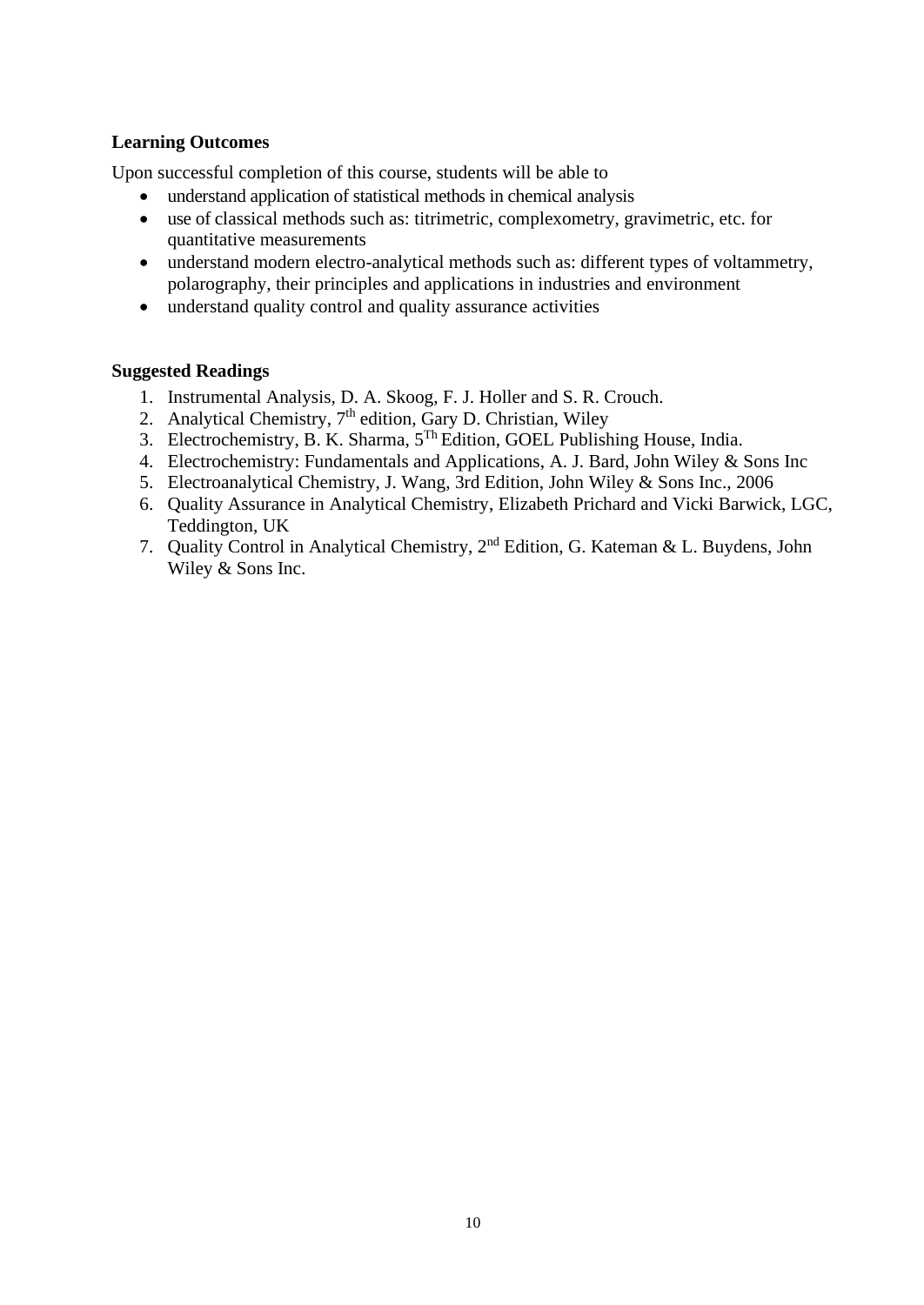**Learning Outcomes**

Upon successful completion of this course, students will be able to

- understand application of statistical methods in chemical analysis
- use of classical methods such as: titrimetric, complexometry, gravimetric, etc. for quantitative measurements
- understand modern electro-analytical methods such as: different types of voltammetry, polarography, their principles and applications in industries and environment
- understand quality control and quality assurance activities

**Suggested Readings**

1. Instrumental Analysis, D. A. Skoog, F. J. Holler and S. R. Crouch.
2. Analytical Chemistry, $7^{th}$ edition, Gary D. Christian, Wiley
3. Electrochemistry, B. K. Sharma, $5^{Th}$ Edition, GOEL Publishing House, India.
4. Electrochemistry: Fundamentals and Applications, A. J. Bard, John Wiley & Sons Inc
5. Electroanalytical Chemistry, J. Wang, 3rd Edition, John Wiley & Sons Inc., 2006
6. Quality Assurance in Analytical Chemistry, Elizabeth Prichard and Vicki Barwick, LGC, Teddington, UK
7. Quality Control in Analytical Chemistry, $2^{nd}$ Edition, G. Kateman & L. Buydens, John Wiley & Sons Inc.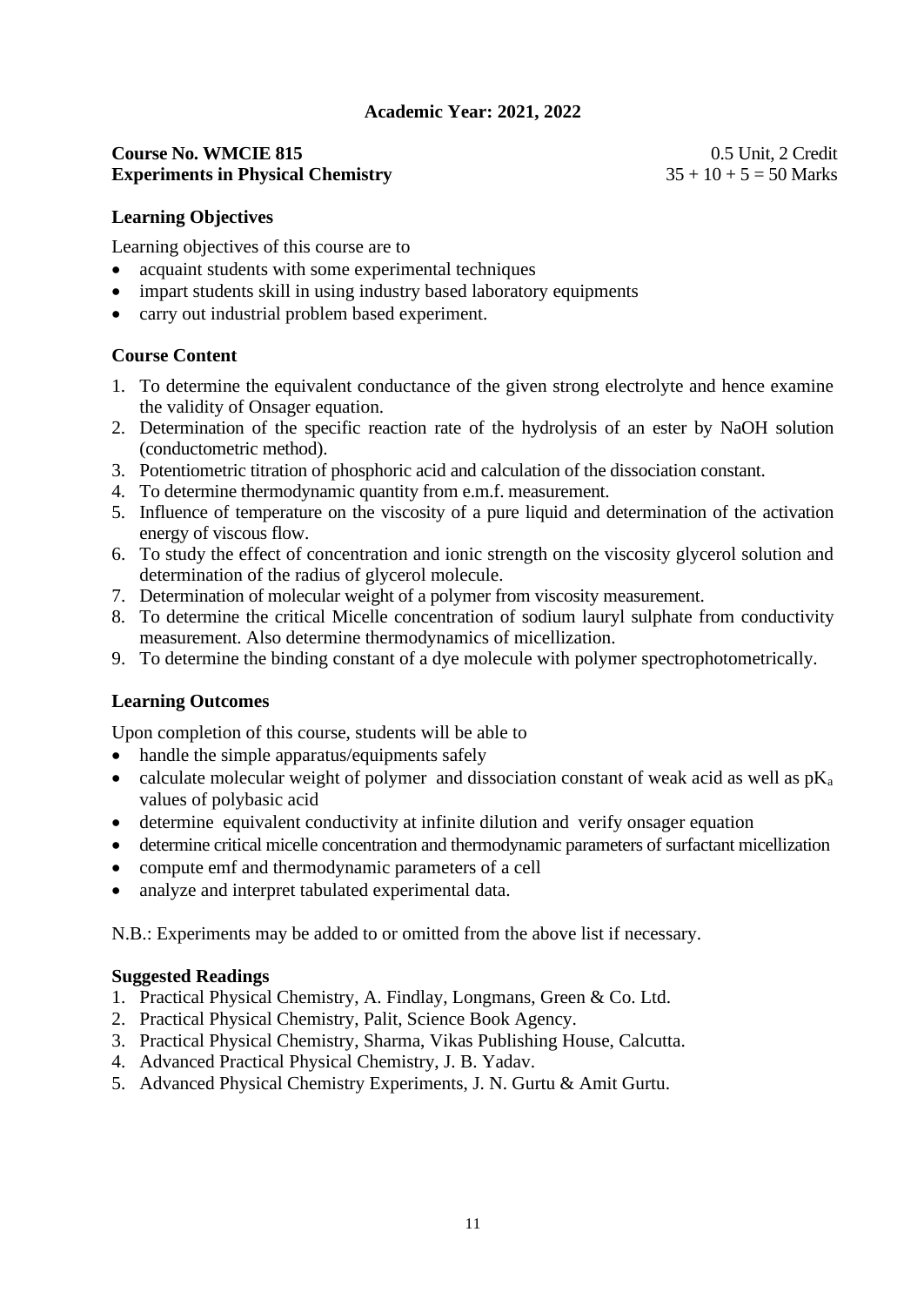**Academic Year: 2021, 2022**

**Course No. WMCIE 815** 0.5 Unit, 2 Credit
**Experiments in Physical Chemistry** 35 + 10 + 5 = 50 Marks

## Learning Objectives

Learning objectives of this course are to

- acquaint students with some experimental techniques
- impart students skill in using industry based laboratory equipments
- carry out industrial problem based experiment.

## Course Content

1. To determine the equivalent conductance of the given strong electrolyte and hence examine the validity of Onsager equation.
2. Determination of the specific reaction rate of the hydrolysis of an ester by NaOH solution (conductometric method).
3. Potentiometric titration of phosphoric acid and calculation of the dissociation constant.
4. To determine thermodynamic quantity from e.m.f. measurement.
5. Influence of temperature on the viscosity of a pure liquid and determination of the activation energy of viscous flow.
6. To study the effect of concentration and ionic strength on the viscosity glycerol solution and determination of the radius of glycerol molecule.
7. Determination of molecular weight of a polymer from viscosity measurement.
8. To determine the critical Micelle concentration of sodium lauryl sulphate from conductivity measurement. Also determine thermodynamics of micellization.
9. To determine the binding constant of a dye molecule with polymer spectrophotometrically.

## Learning Outcomes

Upon completion of this course, students will be able to

- handle the simple apparatus/equipments safely
- calculate molecular weight of polymer and dissociation constant of weak acid as well as $pK_a$ values of polybasic acid
- determine equivalent conductivity at infinite dilution and verify onsager equation
- determine critical micelle concentration and thermodynamic parameters of surfactant micellization
- compute emf and thermodynamic parameters of a cell
- analyze and interpret tabulated experimental data.

N.B.: Experiments may be added to or omitted from the above list if necessary.

## Suggested Readings

1. Practical Physical Chemistry, A. Findlay, Longmans, Green & Co. Ltd.
2. Practical Physical Chemistry, Palit, Science Book Agency.
3. Practical Physical Chemistry, Sharma, Vikas Publishing House, Calcutta.
4. Advanced Practical Physical Chemistry, J. B. Yadav.
5. Advanced Physical Chemistry Experiments, J. N. Gurtu & Amit Gurtu.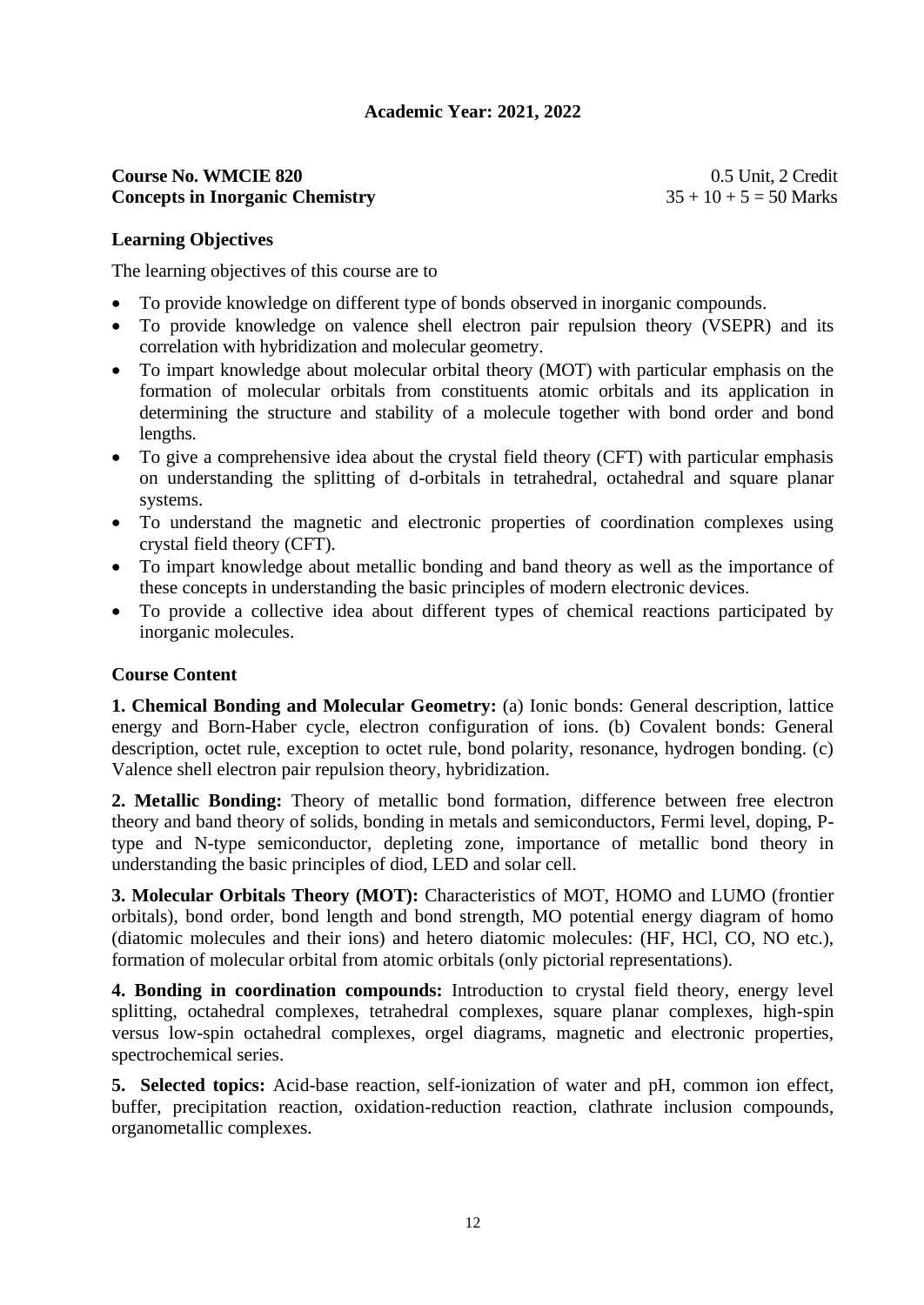**Academic Year: 2021, 2022**

**Course No. WMCIE 820** 0.5 Unit, 2 Credit
**Concepts in Inorganic Chemistry** 35 + 10 + 5 = 50 Marks

**Learning Objectives**

The learning objectives of this course are to

- To provide knowledge on different type of bonds observed in inorganic compounds.
- To provide knowledge on valence shell electron pair repulsion theory (VSEPR) and its correlation with hybridization and molecular geometry.
- To impart knowledge about molecular orbital theory (MOT) with particular emphasis on the formation of molecular orbitals from constituents atomic orbitals and its application in determining the structure and stability of a molecule together with bond order and bond lengths.
- To give a comprehensive idea about the crystal field theory (CFT) with particular emphasis on understanding the splitting of d-orbitals in tetrahedral, octahedral and square planar systems.
- To understand the magnetic and electronic properties of coordination complexes using crystal field theory (CFT).
- To impart knowledge about metallic bonding and band theory as well as the importance of these concepts in understanding the basic principles of modern electronic devices.
- To provide a collective idea about different types of chemical reactions participated by inorganic molecules.

**Course Content**

**1. Chemical Bonding and Molecular Geometry:** (a) Ionic bonds: General description, lattice energy and Born-Haber cycle, electron configuration of ions. (b) Covalent bonds: General description, octet rule, exception to octet rule, bond polarity, resonance, hydrogen bonding. (c) Valence shell electron pair repulsion theory, hybridization.

**2. Metallic Bonding:** Theory of metallic bond formation, difference between free electron theory and band theory of solids, bonding in metals and semiconductors, Fermi level, doping, P-type and N-type semiconductor, depleting zone, importance of metallic bond theory in understanding the basic principles of diod, LED and solar cell.

**3. Molecular Orbitals Theory (MOT):** Characteristics of MOT, HOMO and LUMO (frontier orbitals), bond order, bond length and bond strength, MO potential energy diagram of homo (diatomic molecules and their ions) and hetero diatomic molecules: (HF, HCl, CO, NO etc.), formation of molecular orbital from atomic orbitals (only pictorial representations).

**4. Bonding in coordination compounds:** Introduction to crystal field theory, energy level splitting, octahedral complexes, tetrahedral complexes, square planar complexes, high-spin versus low-spin octahedral complexes, orgel diagrams, magnetic and electronic properties, spectrochemical series.

**5. Selected topics:** Acid-base reaction, self-ionization of water and pH, common ion effect, buffer, precipitation reaction, oxidation-reduction reaction, clathrate inclusion compounds, organometallic complexes.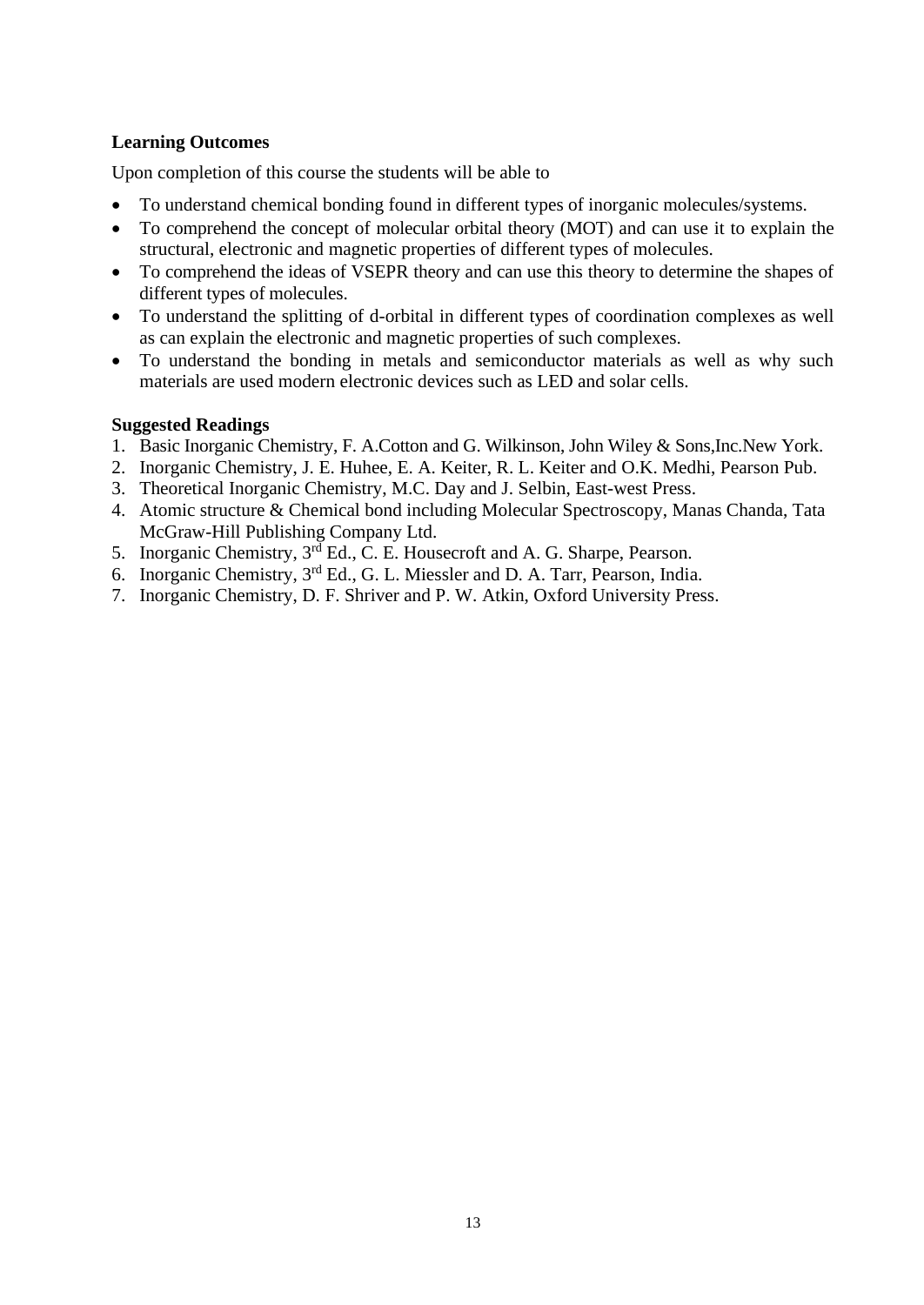**Learning Outcomes**

Upon completion of this course the students will be able to

- To understand chemical bonding found in different types of inorganic molecules/systems.
- To comprehend the concept of molecular orbital theory (MOT) and can use it to explain the structural, electronic and magnetic properties of different types of molecules.
- To comprehend the ideas of VSEPR theory and can use this theory to determine the shapes of different types of molecules.
- To understand the splitting of d-orbital in different types of coordination complexes as well as can explain the electronic and magnetic properties of such complexes.
- To understand the bonding in metals and semiconductor materials as well as why such materials are used modern electronic devices such as LED and solar cells.

**Suggested Readings**

1. Basic Inorganic Chemistry, F. A.Cotton and G. Wilkinson, John Wiley & Sons,Inc.New York.
2. Inorganic Chemistry, J. E. Huhee, E. A. Keiter, R. L. Keiter and O.K. Medhi, Pearson Pub.
3. Theoretical Inorganic Chemistry, M.C. Day and J. Selbin, East-west Press.
4. Atomic structure & Chemical bond including Molecular Spectroscopy, Manas Chanda, Tata McGraw-Hill Publishing Company Ltd.
5. Inorganic Chemistry, 3rd Ed., C. E. Housecroft and A. G. Sharpe, Pearson.
6. Inorganic Chemistry, 3rd Ed., G. L. Miessler and D. A. Tarr, Pearson, India.
7. Inorganic Chemistry, D. F. Shriver and P. W. Atkin, Oxford University Press.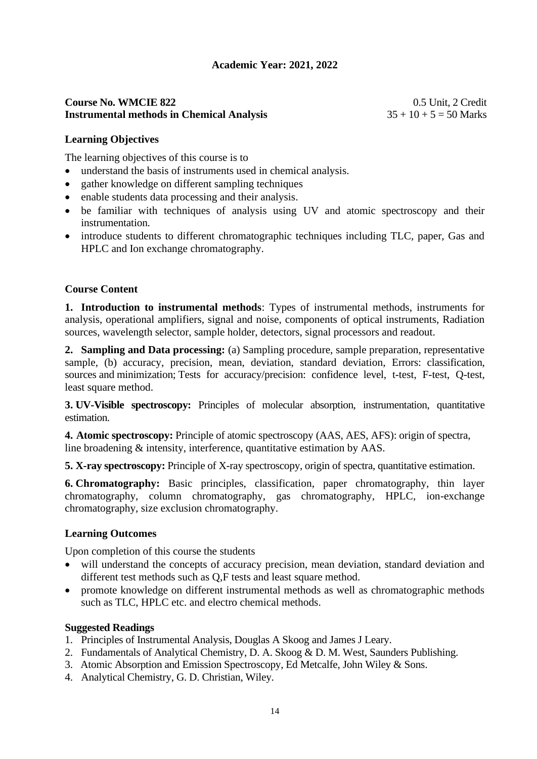**Academic Year: 2021, 2022**

**Course No. WMCIE 822** 0.5 Unit, 2 Credit
**Instrumental methods in Chemical Analysis** 35 + 10 + 5 = 50 Marks

### Learning Objectives

The learning objectives of this course is to

- understand the basis of instruments used in chemical analysis.
- gather knowledge on different sampling techniques
- enable students data processing and their analysis.
- be familiar with techniques of analysis using UV and atomic spectroscopy and their instrumentation.
- introduce students to different chromatographic techniques including TLC, paper, Gas and HPLC and Ion exchange chromatography.

### Course Content

**1. Introduction to instrumental methods**: Types of instrumental methods, instruments for analysis, operational amplifiers, signal and noise, components of optical instruments, Radiation sources, wavelength selector, sample holder, detectors, signal processors and readout.

**2. Sampling and Data processing:** (a) Sampling procedure, sample preparation, representative sample, (b) accuracy, precision, mean, deviation, standard deviation, Errors: classification, sources and minimization; Tests for accuracy/precision: confidence level, t-test, F-test, Q-test, least square method.

**3. UV-Visible spectroscopy:** Principles of molecular absorption, instrumentation, quantitative estimation.

**4. Atomic spectroscopy:** Principle of atomic spectroscopy (AAS, AES, AFS): origin of spectra, line broadening & intensity, interference, quantitative estimation by AAS.

**5. X-ray spectroscopy:** Principle of X-ray spectroscopy, origin of spectra, quantitative estimation.

**6. Chromatography:** Basic principles, classification, paper chromatography, thin layer chromatography, column chromatography, gas chromatography, HPLC, ion-exchange chromatography, size exclusion chromatography.

### Learning Outcomes

Upon completion of this course the students

- will understand the concepts of accuracy precision, mean deviation, standard deviation and different test methods such as Q,F tests and least square method.
- promote knowledge on different instrumental methods as well as chromatographic methods such as TLC, HPLC etc. and electro chemical methods.

### Suggested Readings

1. Principles of Instrumental Analysis, Douglas A Skoog and James J Leary.
2. Fundamentals of Analytical Chemistry, D. A. Skoog & D. M. West, Saunders Publishing.
3. Atomic Absorption and Emission Spectroscopy, Ed Metcalfe, John Wiley & Sons.
4. Analytical Chemistry, G. D. Christian, Wiley.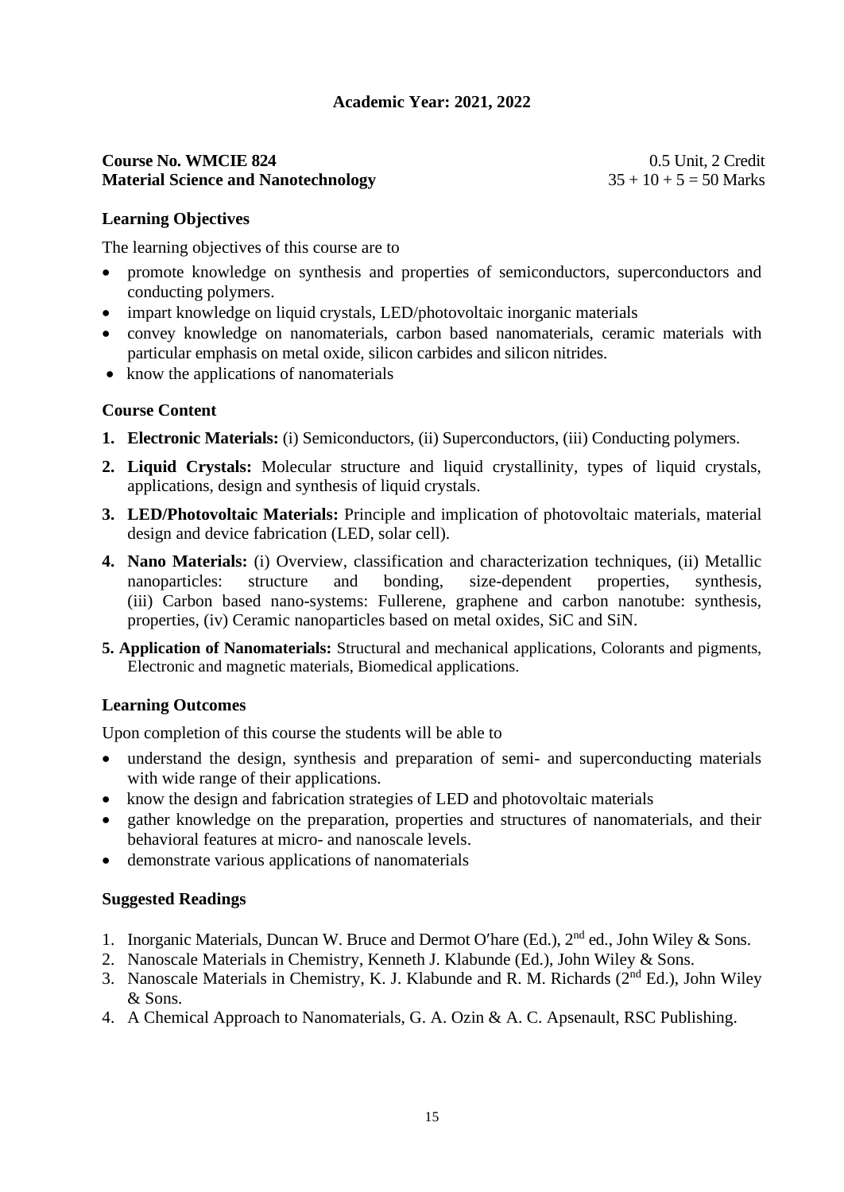**Academic Year: 2021, 2022**

**Course No. WMCIE 824** 0.5 Unit, 2 Credit
**Material Science and Nanotechnology** $35 + 10 + 5 = 50$ Marks

### Learning Objectives

The learning objectives of this course are to

- promote knowledge on synthesis and properties of semiconductors, superconductors and conducting polymers.
- impart knowledge on liquid crystals, LED/photovoltaic inorganic materials
- convey knowledge on nanomaterials, carbon based nanomaterials, ceramic materials with particular emphasis on metal oxide, silicon carbides and silicon nitrides.
- know the applications of nanomaterials

### Course Content

1. **Electronic Materials:** (i) Semiconductors, (ii) Superconductors, (iii) Conducting polymers.
2. **Liquid Crystals:** Molecular structure and liquid crystallinity, types of liquid crystals, applications, design and synthesis of liquid crystals.
3. **LED/Photovoltaic Materials:** Principle and implication of photovoltaic materials, material design and device fabrication (LED, solar cell).
4. **Nano Materials:** (i) Overview, classification and characterization techniques, (ii) Metallic nanoparticles: structure and bonding, size-dependent properties, synthesis, (iii) Carbon based nano-systems: Fullerene, graphene and carbon nanotube: synthesis, properties, (iv) Ceramic nanoparticles based on metal oxides, SiC and SiN.
5. **Application of Nanomaterials:** Structural and mechanical applications, Colorants and pigments, Electronic and magnetic materials, Biomedical applications.

### Learning Outcomes

Upon completion of this course the students will be able to

- understand the design, synthesis and preparation of semi- and superconducting materials with wide range of their applications.
- know the design and fabrication strategies of LED and photovoltaic materials
- gather knowledge on the preparation, properties and structures of nanomaterials, and their behavioral features at micro- and nanoscale levels.
- demonstrate various applications of nanomaterials

### Suggested Readings

1. Inorganic Materials, Duncan W. Bruce and Dermot O′hare (Ed.), 2nd ed., John Wiley & Sons.
2. Nanoscale Materials in Chemistry, Kenneth J. Klabunde (Ed.), John Wiley & Sons.
3. Nanoscale Materials in Chemistry, K. J. Klabunde and R. M. Richards (2nd Ed.), John Wiley & Sons.
4. A Chemical Approach to Nanomaterials, G. A. Ozin & A. C. Apsenault, RSC Publishing.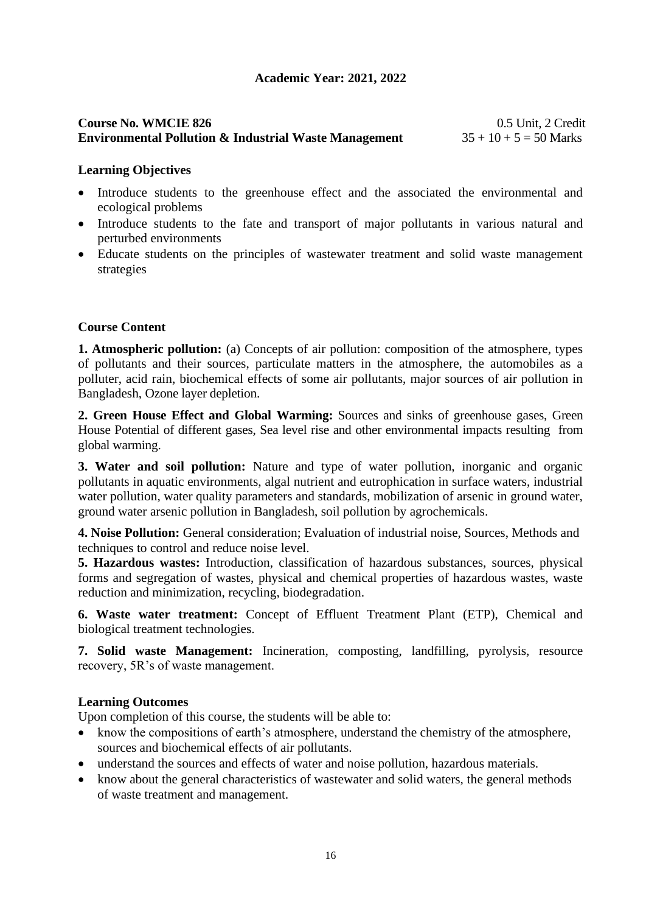**Academic Year: 2021, 2022**

**Course No. WMCIE 826** 0.5 Unit, 2 Credit
**Environmental Pollution & Industrial Waste Management** 35 + 10 + 5 = 50 Marks

### Learning Objectives

- Introduce students to the greenhouse effect and the associated the environmental and ecological problems
- Introduce students to the fate and transport of major pollutants in various natural and perturbed environments
- Educate students on the principles of wastewater treatment and solid waste management strategies

### Course Content

**1. Atmospheric pollution:** (a) Concepts of air pollution: composition of the atmosphere, types of pollutants and their sources, particulate matters in the atmosphere, the automobiles as a polluter, acid rain, biochemical effects of some air pollutants, major sources of air pollution in Bangladesh, Ozone layer depletion.

**2. Green House Effect and Global Warming:** Sources and sinks of greenhouse gases, Green House Potential of different gases, Sea level rise and other environmental impacts resulting from global warming.

**3. Water and soil pollution:** Nature and type of water pollution, inorganic and organic pollutants in aquatic environments, algal nutrient and eutrophication in surface waters, industrial water pollution, water quality parameters and standards, mobilization of arsenic in ground water, ground water arsenic pollution in Bangladesh, soil pollution by agrochemicals.

**4. Noise Pollution:** General consideration; Evaluation of industrial noise, Sources, Methods and techniques to control and reduce noise level.

**5. Hazardous wastes:** Introduction, classification of hazardous substances, sources, physical forms and segregation of wastes, physical and chemical properties of hazardous wastes, waste reduction and minimization, recycling, biodegradation.

**6. Waste water treatment:** Concept of Effluent Treatment Plant (ETP), Chemical and biological treatment technologies.

**7. Solid waste Management:** Incineration, composting, landfilling, pyrolysis, resource recovery, 5R's of waste management.

### Learning Outcomes

Upon completion of this course, the students will be able to:

- know the compositions of earth's atmosphere, understand the chemistry of the atmosphere, sources and biochemical effects of air pollutants.
- understand the sources and effects of water and noise pollution, hazardous materials.
- know about the general characteristics of wastewater and solid waters, the general methods of waste treatment and management.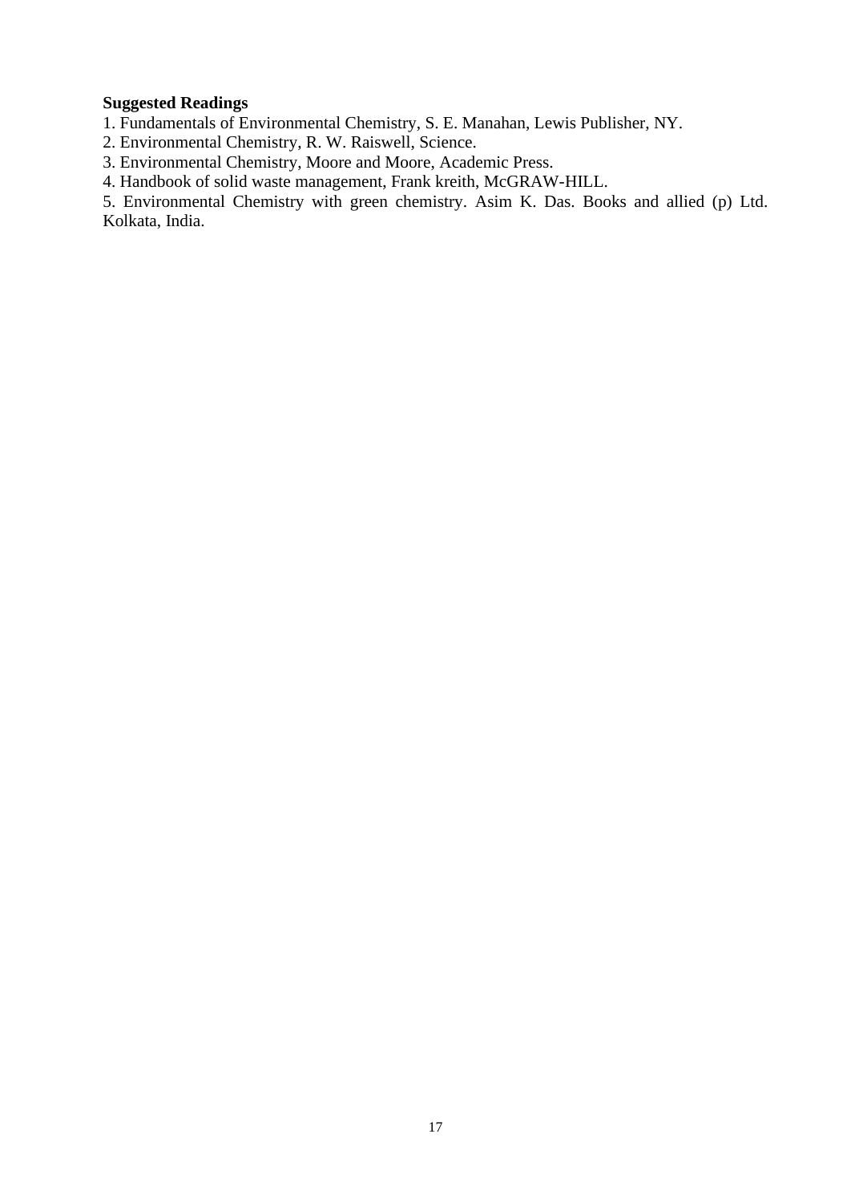**Suggested Readings**

1. Fundamentals of Environmental Chemistry, S. E. Manahan, Lewis Publisher, NY.
2. Environmental Chemistry, R. W. Raiswell, Science.
3. Environmental Chemistry, Moore and Moore, Academic Press.
4. Handbook of solid waste management, Frank kreith, McGRAW-HILL.
5. Environmental Chemistry with green chemistry. Asim K. Das. Books and allied (p) Ltd. Kolkata, India.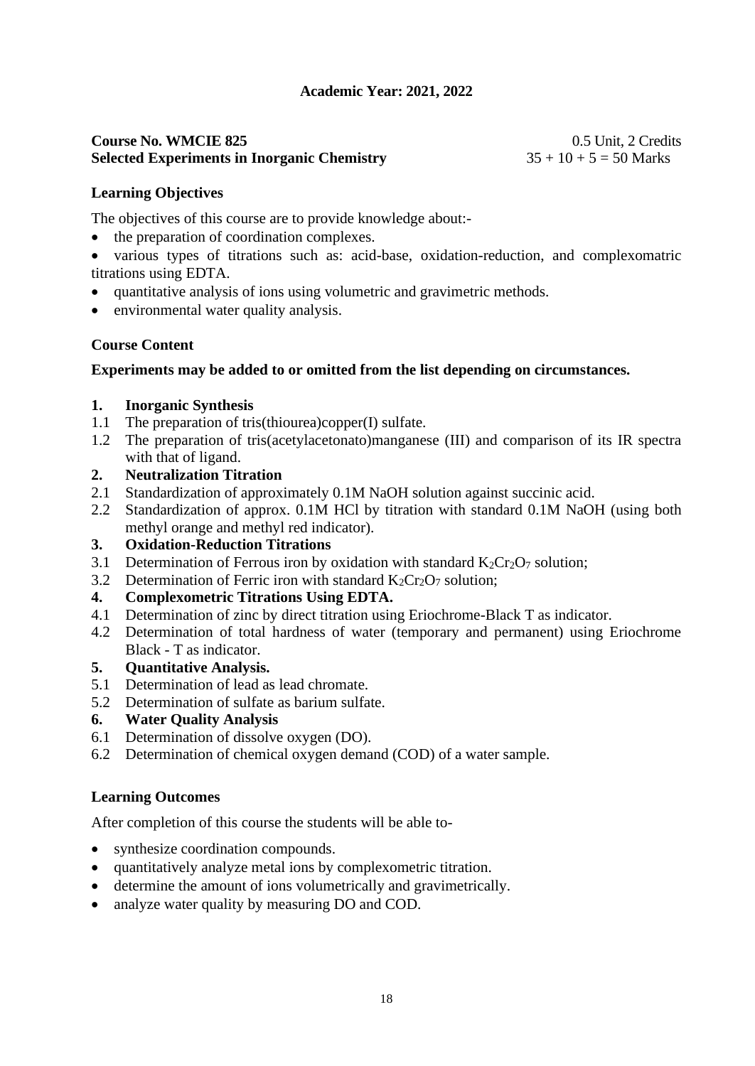**Academic Year: 2021, 2022**

**Course No. WMCIE 825** 0.5 Unit, 2 Credits
**Selected Experiments in Inorganic Chemistry** 35 + 10 + 5 = 50 Marks

**Learning Objectives**

The objectives of this course are to provide knowledge about:-

- the preparation of coordination complexes.
- various types of titrations such as: acid-base, oxidation-reduction, and complexomatric titrations using EDTA.
- quantitative analysis of ions using volumetric and gravimetric methods.
- environmental water quality analysis.

**Course Content**

**Experiments may be added to or omitted from the list depending on circumstances.**

**1. Inorganic Synthesis**

1.1 The preparation of tris(thiourea)copper(I) sulfate.

1.2 The preparation of tris(acetylacetonato)manganese (III) and comparison of its IR spectra with that of ligand.

**2. Neutralization Titration**

2.1 Standardization of approximately 0.1M NaOH solution against succinic acid.

2.2 Standardization of approx. 0.1M HCl by titration with standard 0.1M NaOH (using both methyl orange and methyl red indicator).

**3. Oxidation-Reduction Titrations**

3.1 Determination of Ferrous iron by oxidation with standard $K_2Cr_2O_7$ solution;

3.2 Determination of Ferric iron with standard $K_2Cr_2O_7$ solution;

**4. Complexometric Titrations Using EDTA.**

4.1 Determination of zinc by direct titration using Eriochrome-Black T as indicator.

4.2 Determination of total hardness of water (temporary and permanent) using Eriochrome Black - T as indicator.

**5. Quantitative Analysis.**

5.1 Determination of lead as lead chromate.

5.2 Determination of sulfate as barium sulfate.

**6. Water Quality Analysis**

6.1 Determination of dissolve oxygen (DO).

6.2 Determination of chemical oxygen demand (COD) of a water sample.

**Learning Outcomes**

After completion of this course the students will be able to-

- synthesize coordination compounds.
- quantitatively analyze metal ions by complexometric titration.
- determine the amount of ions volumetrically and gravimetrically.
- analyze water quality by measuring DO and COD.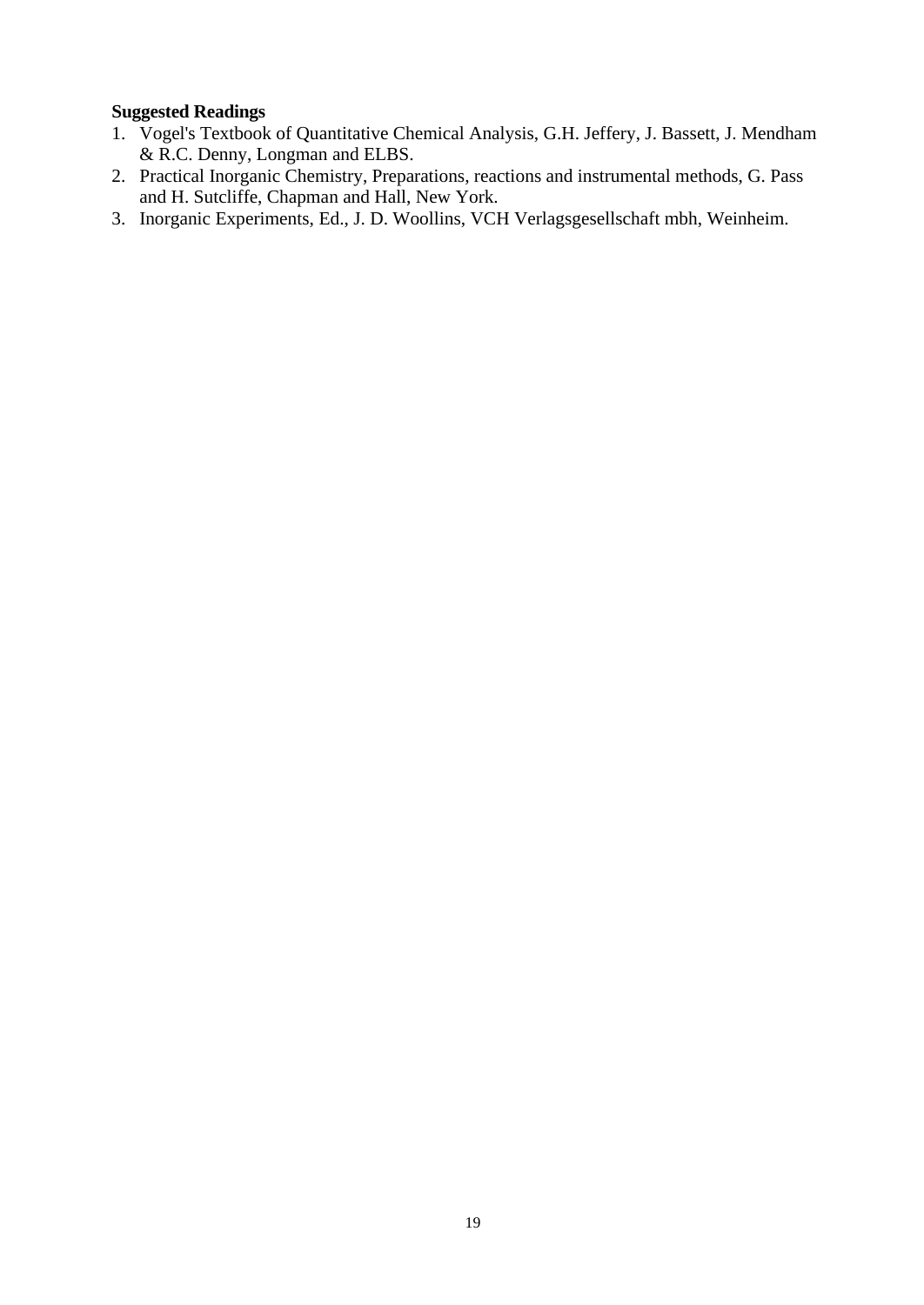**Suggested Readings**

1. Vogel's Textbook of Quantitative Chemical Analysis, G.H. Jeffery, J. Bassett, J. Mendham & R.C. Denny, Longman and ELBS.
2. Practical Inorganic Chemistry, Preparations, reactions and instrumental methods, G. Pass and H. Sutcliffe, Chapman and Hall, New York.
3. Inorganic Experiments, Ed., J. D. Woollins, VCH Verlagsgesellschaft mbh, Weinheim.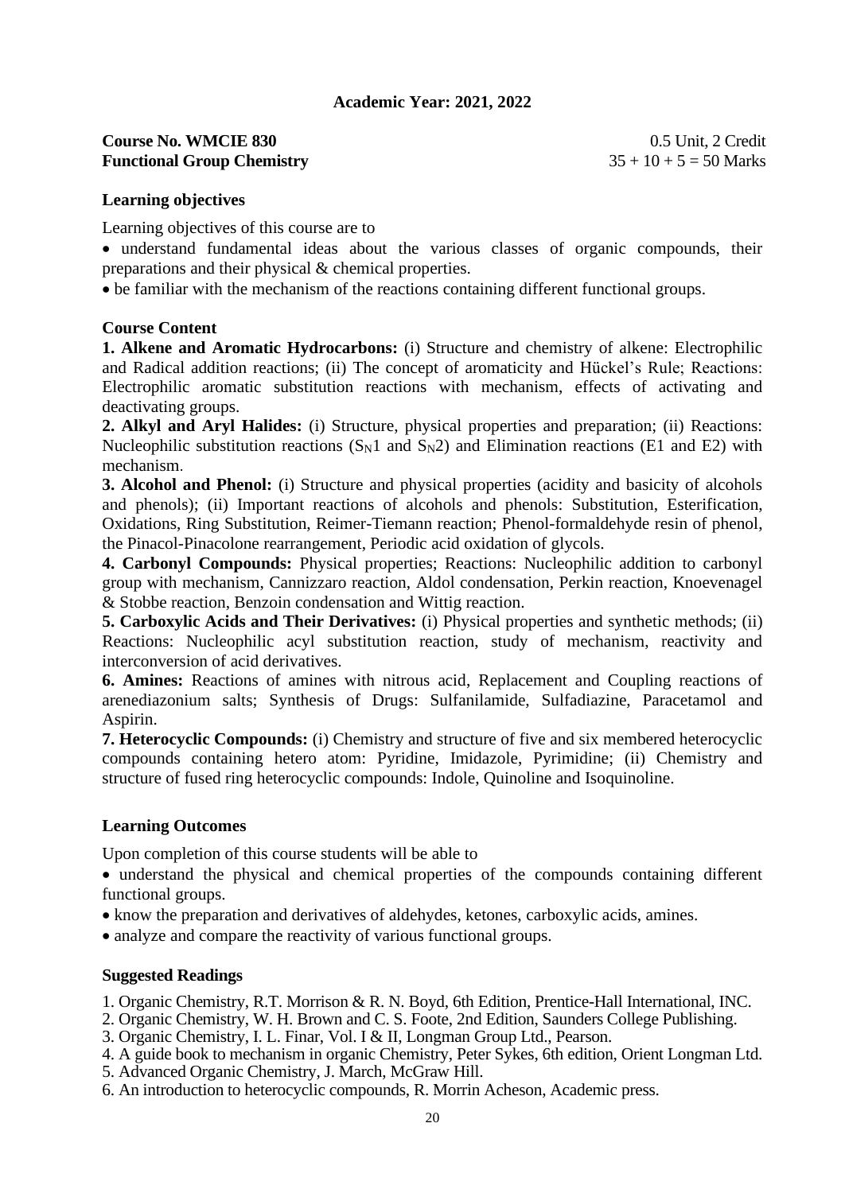**Academic Year: 2021, 2022**

**Course No. WMCIE 830** 0.5 Unit, 2 Credit

**Functional Group Chemistry** 35 + 10 + 5 = 50 Marks

### Learning objectives

Learning objectives of this course are to

- understand fundamental ideas about the various classes of organic compounds, their preparations and their physical & chemical properties.
- be familiar with the mechanism of the reactions containing different functional groups.

### Course Content

**1. Alkene and Aromatic Hydrocarbons:** (i) Structure and chemistry of alkene: Electrophilic and Radical addition reactions; (ii) The concept of aromaticity and Hückel's Rule; Reactions: Electrophilic aromatic substitution reactions with mechanism, effects of activating and deactivating groups.

**2. Alkyl and Aryl Halides:** (i) Structure, physical properties and preparation; (ii) Reactions: Nucleophilic substitution reactions ($S_N1$ and $S_N2$) and Elimination reactions (E1 and E2) with mechanism.

**3. Alcohol and Phenol:** (i) Structure and physical properties (acidity and basicity of alcohols and phenols); (ii) Important reactions of alcohols and phenols: Substitution, Esterification, Oxidations, Ring Substitution, Reimer-Tiemann reaction; Phenol-formaldehyde resin of phenol, the Pinacol-Pinacolone rearrangement, Periodic acid oxidation of glycols.

**4. Carbonyl Compounds:** Physical properties; Reactions: Nucleophilic addition to carbonyl group with mechanism, Cannizzaro reaction, Aldol condensation, Perkin reaction, Knoevenagel & Stobbe reaction, Benzoin condensation and Wittig reaction.

**5. Carboxylic Acids and Their Derivatives:** (i) Physical properties and synthetic methods; (ii) Reactions: Nucleophilic acyl substitution reaction, study of mechanism, reactivity and interconversion of acid derivatives.

**6. Amines:** Reactions of amines with nitrous acid, Replacement and Coupling reactions of arenediazonium salts; Synthesis of Drugs: Sulfanilamide, Sulfadiazine, Paracetamol and Aspirin.

**7. Heterocyclic Compounds:** (i) Chemistry and structure of five and six membered heterocyclic compounds containing hetero atom: Pyridine, Imidazole, Pyrimidine; (ii) Chemistry and structure of fused ring heterocyclic compounds: Indole, Quinoline and Isoquinoline.

### Learning Outcomes

Upon completion of this course students will be able to

- understand the physical and chemical properties of the compounds containing different functional groups.
- know the preparation and derivatives of aldehydes, ketones, carboxylic acids, amines.
- analyze and compare the reactivity of various functional groups.

### Suggested Readings

1. Organic Chemistry, R.T. Morrison & R. N. Boyd, 6th Edition, Prentice-Hall International, INC.
2. Organic Chemistry, W. H. Brown and C. S. Foote, 2nd Edition, Saunders College Publishing.
3. Organic Chemistry, I. L. Finar, Vol. I & II, Longman Group Ltd., Pearson.
4. A guide book to mechanism in organic Chemistry, Peter Sykes, 6th edition, Orient Longman Ltd.
5. Advanced Organic Chemistry, J. March, McGraw Hill.
6. An introduction to heterocyclic compounds, R. Morrin Acheson, Academic press.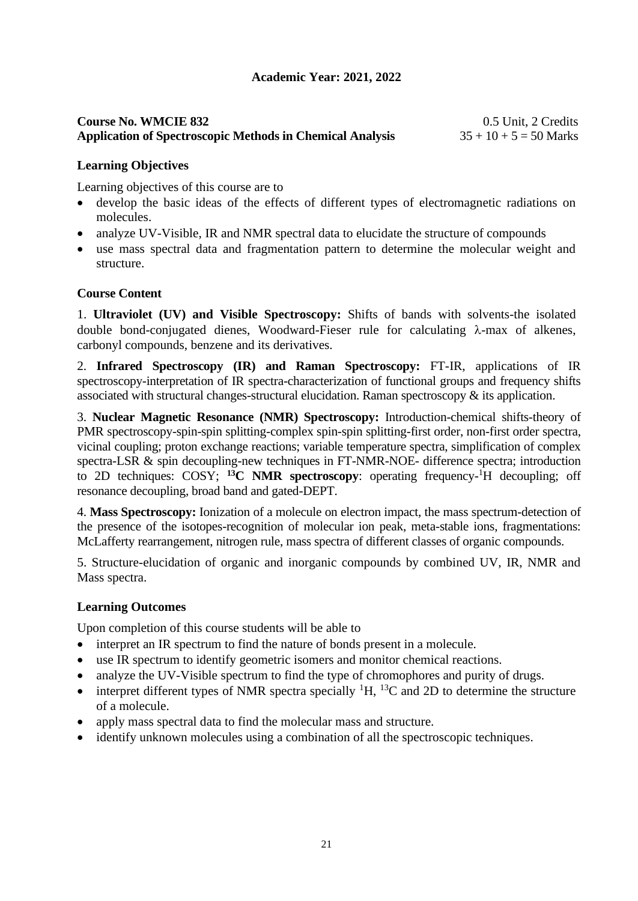**Academic Year: 2021, 2022**

**Course No. WMCIE 832** 0.5 Unit, 2 Credits
**Application of Spectroscopic Methods in Chemical Analysis** 35 + 10 + 5 = 50 Marks

**Learning Objectives**

Learning objectives of this course are to

- develop the basic ideas of the effects of different types of electromagnetic radiations on molecules.
- analyze UV-Visible, IR and NMR spectral data to elucidate the structure of compounds
- use mass spectral data and fragmentation pattern to determine the molecular weight and structure.

**Course Content**

1. **Ultraviolet (UV) and Visible Spectroscopy:** Shifts of bands with solvents-the isolated double bond-conjugated dienes, Woodward-Fieser rule for calculating $\lambda$-max of alkenes, carbonyl compounds, benzene and its derivatives.

2. **Infrared Spectroscopy (IR) and Raman Spectroscopy:** FT-IR, applications of IR spectroscopy-interpretation of IR spectra-characterization of functional groups and frequency shifts associated with structural changes-structural elucidation. Raman spectroscopy & its application.

3. **Nuclear Magnetic Resonance (NMR) Spectroscopy:** Introduction-chemical shifts-theory of PMR spectroscopy-spin-spin splitting-complex spin-spin splitting-first order, non-first order spectra, vicinal coupling; proton exchange reactions; variable temperature spectra, simplification of complex spectra-LSR & spin decoupling-new techniques in FT-NMR-NOE- difference spectra; introduction to 2D techniques: COSY; **$^{13}$C NMR spectroscopy**: operating frequency-$^{1}$H decoupling; off resonance decoupling, broad band and gated-DEPT.

4. **Mass Spectroscopy:** Ionization of a molecule on electron impact, the mass spectrum-detection of the presence of the isotopes-recognition of molecular ion peak, meta-stable ions, fragmentations: McLafferty rearrangement, nitrogen rule, mass spectra of different classes of organic compounds.

5. Structure-elucidation of organic and inorganic compounds by combined UV, IR, NMR and Mass spectra.

**Learning Outcomes**

Upon completion of this course students will be able to

- interpret an IR spectrum to find the nature of bonds present in a molecule.
- use IR spectrum to identify geometric isomers and monitor chemical reactions.
- analyze the UV-Visible spectrum to find the type of chromophores and purity of drugs.
- interpret different types of NMR spectra specially $^{1}$H, $^{13}$C and 2D to determine the structure of a molecule.
- apply mass spectral data to find the molecular mass and structure.
- identify unknown molecules using a combination of all the spectroscopic techniques.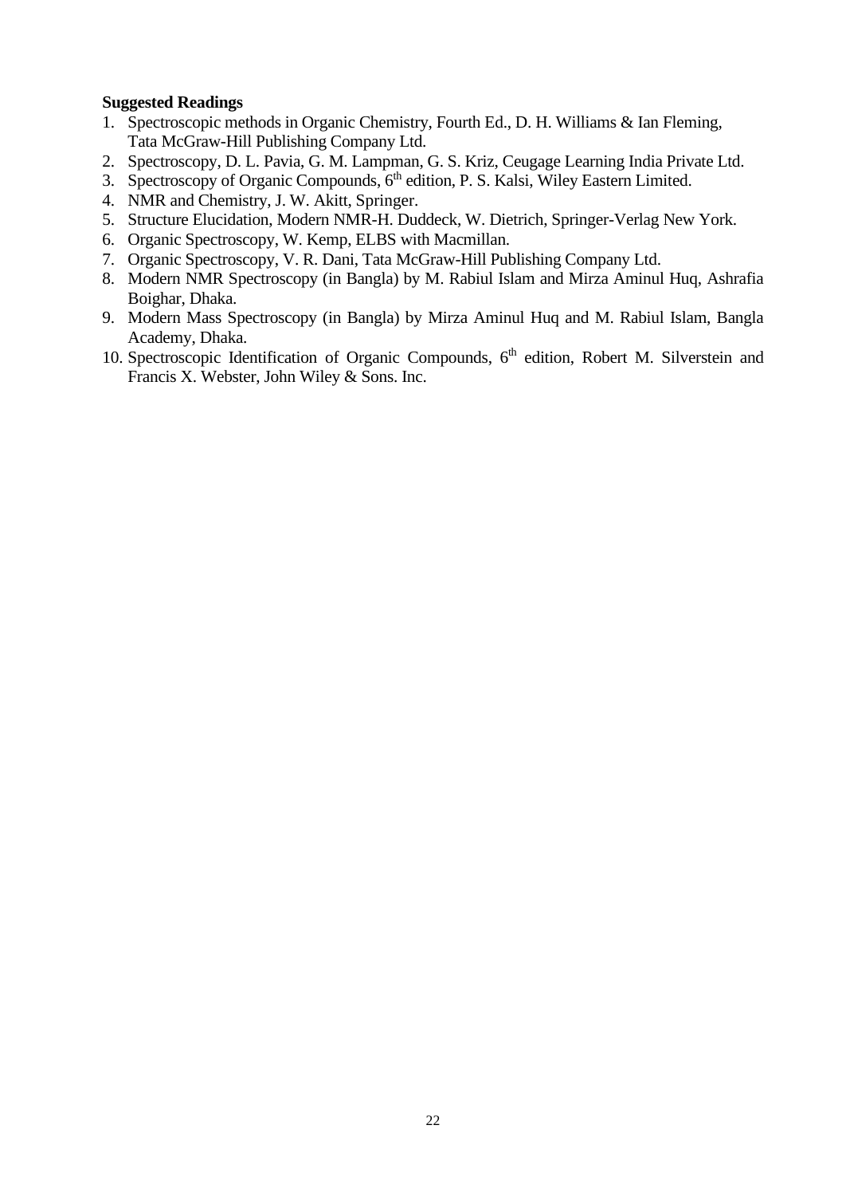**Suggested Readings**

1. Spectroscopic methods in Organic Chemistry, Fourth Ed., D. H. Williams & Ian Fleming, Tata McGraw-Hill Publishing Company Ltd.
2. Spectroscopy, D. L. Pavia, G. M. Lampman, G. S. Kriz, Ceugage Learning India Private Ltd.
3. Spectroscopy of Organic Compounds, 6th edition, P. S. Kalsi, Wiley Eastern Limited.
4. NMR and Chemistry, J. W. Akitt, Springer.
5. Structure Elucidation, Modern NMR-H. Duddeck, W. Dietrich, Springer-Verlag New York.
6. Organic Spectroscopy, W. Kemp, ELBS with Macmillan.
7. Organic Spectroscopy, V. R. Dani, Tata McGraw-Hill Publishing Company Ltd.
8. Modern NMR Spectroscopy (in Bangla) by M. Rabiul Islam and Mirza Aminul Huq, Ashrafia Boighar, Dhaka.
9. Modern Mass Spectroscopy (in Bangla) by Mirza Aminul Huq and M. Rabiul Islam, Bangla Academy, Dhaka.
10. Spectroscopic Identification of Organic Compounds, 6th edition, Robert M. Silverstein and Francis X. Webster, John Wiley & Sons. Inc.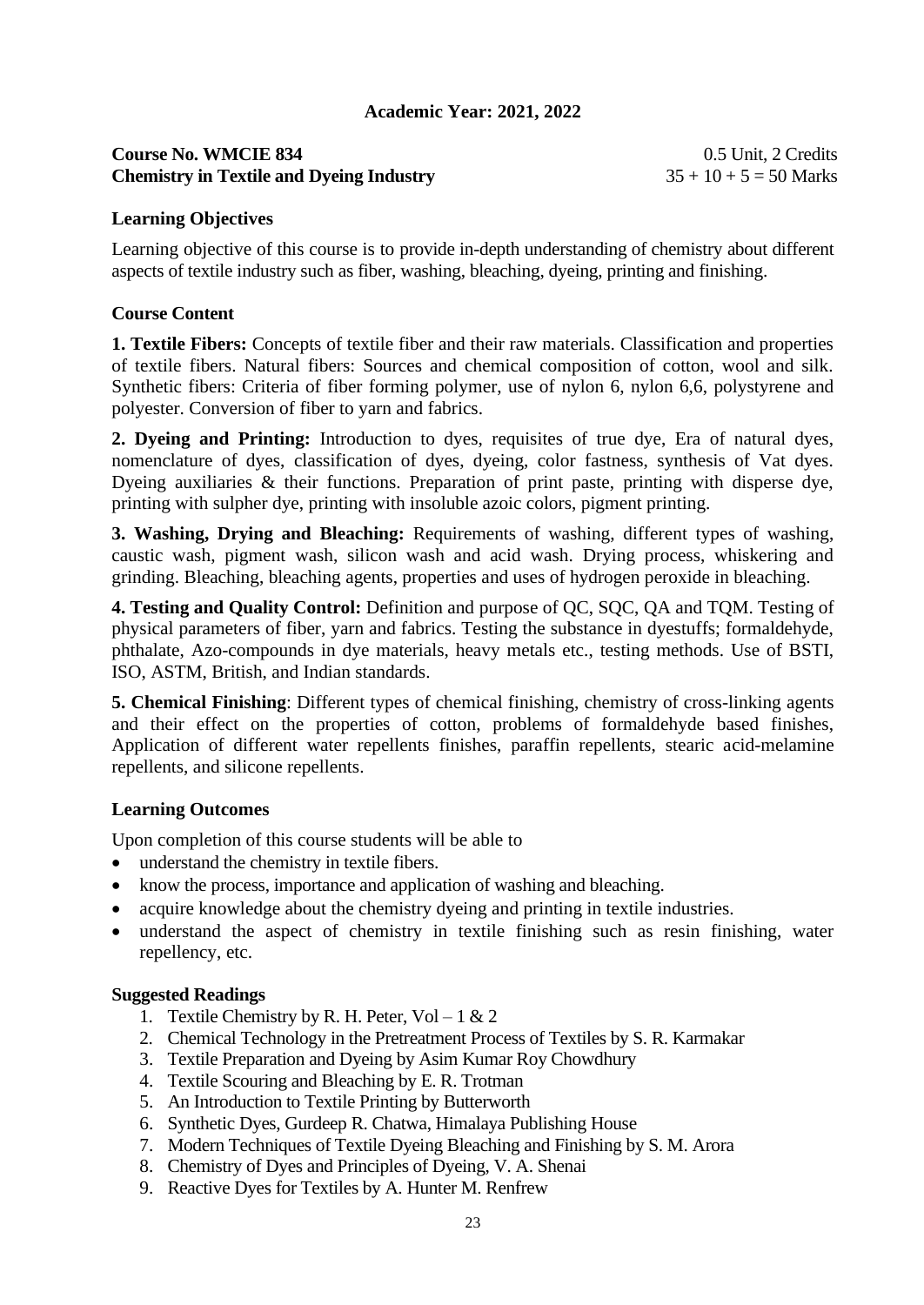**Academic Year: 2021, 2022**

**Course No. WMCIE 834** 0.5 Unit, 2 Credits
**Chemistry in Textile and Dyeing Industry** $35 + 10 + 5 = 50$ Marks

**Learning Objectives**

Learning objective of this course is to provide in-depth understanding of chemistry about different aspects of textile industry such as fiber, washing, bleaching, dyeing, printing and finishing.

**Course Content**

**1. Textile Fibers:** Concepts of textile fiber and their raw materials. Classification and properties of textile fibers. Natural fibers: Sources and chemical composition of cotton, wool and silk. Synthetic fibers: Criteria of fiber forming polymer, use of nylon 6, nylon 6,6, polystyrene and polyester. Conversion of fiber to yarn and fabrics.

**2. Dyeing and Printing:** Introduction to dyes, requisites of true dye, Era of natural dyes, nomenclature of dyes, classification of dyes, dyeing, color fastness, synthesis of Vat dyes. Dyeing auxiliaries & their functions. Preparation of print paste, printing with disperse dye, printing with sulpher dye, printing with insoluble azoic colors, pigment printing.

**3. Washing, Drying and Bleaching:** Requirements of washing, different types of washing, caustic wash, pigment wash, silicon wash and acid wash. Drying process, whiskering and grinding. Bleaching, bleaching agents, properties and uses of hydrogen peroxide in bleaching.

**4. Testing and Quality Control:** Definition and purpose of QC, SQC, QA and TQM. Testing of physical parameters of fiber, yarn and fabrics. Testing the substance in dyestuffs; formaldehyde, phthalate, Azo-compounds in dye materials, heavy metals etc., testing methods. Use of BSTI, ISO, ASTM, British, and Indian standards.

**5. Chemical Finishing**: Different types of chemical finishing, chemistry of cross-linking agents and their effect on the properties of cotton, problems of formaldehyde based finishes, Application of different water repellents finishes, paraffin repellents, stearic acid-melamine repellents, and silicone repellents.

**Learning Outcomes**

Upon completion of this course students will be able to

- understand the chemistry in textile fibers.
- know the process, importance and application of washing and bleaching.
- acquire knowledge about the chemistry dyeing and printing in textile industries.
- understand the aspect of chemistry in textile finishing such as resin finishing, water repellency, etc.

**Suggested Readings**

1. Textile Chemistry by R. H. Peter, Vol – 1 & 2
2. Chemical Technology in the Pretreatment Process of Textiles by S. R. Karmakar
3. Textile Preparation and Dyeing by Asim Kumar Roy Chowdhury
4. Textile Scouring and Bleaching by E. R. Trotman
5. An Introduction to Textile Printing by Butterworth
6. Synthetic Dyes, Gurdeep R. Chatwa, Himalaya Publishing House
7. Modern Techniques of Textile Dyeing Bleaching and Finishing by S. M. Arora
8. Chemistry of Dyes and Principles of Dyeing, V. A. Shenai
9. Reactive Dyes for Textiles by A. Hunter M. Renfrew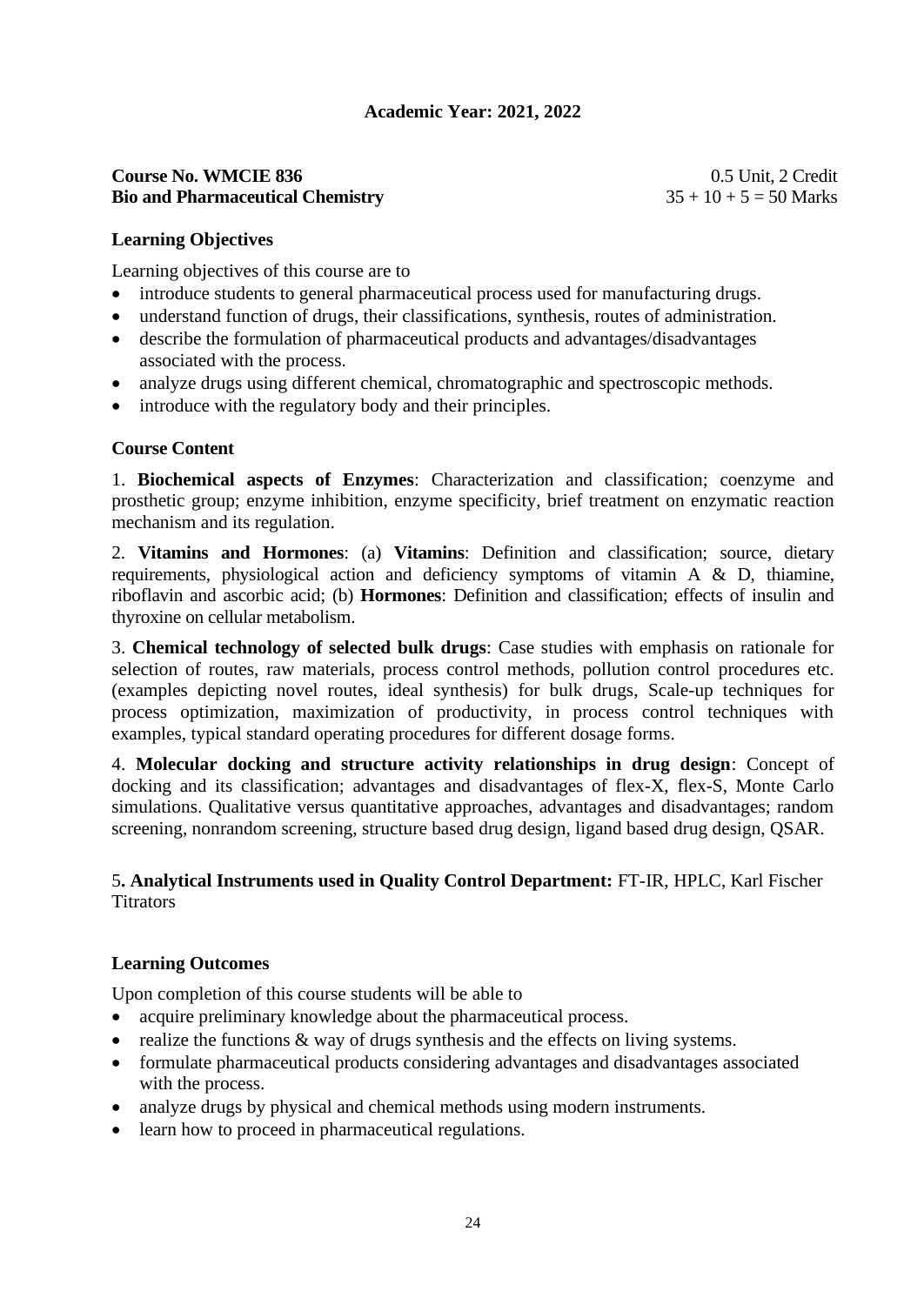**Academic Year: 2021, 2022**

**Course No. WMCIE 836** 0.5 Unit, 2 Credit
**Bio and Pharmaceutical Chemistry** 35 + 10 + 5 = 50 Marks

**Learning Objectives**

Learning objectives of this course are to

- introduce students to general pharmaceutical process used for manufacturing drugs.
- understand function of drugs, their classifications, synthesis, routes of administration.
- describe the formulation of pharmaceutical products and advantages/disadvantages associated with the process.
- analyze drugs using different chemical, chromatographic and spectroscopic methods.
- introduce with the regulatory body and their principles.

**Course Content**

1. **Biochemical aspects of Enzymes**: Characterization and classification; coenzyme and prosthetic group; enzyme inhibition, enzyme specificity, brief treatment on enzymatic reaction mechanism and its regulation.

2. **Vitamins and Hormones**: (a) **Vitamins**: Definition and classification; source, dietary requirements, physiological action and deficiency symptoms of vitamin A & D, thiamine, riboflavin and ascorbic acid; (b) **Hormones**: Definition and classification; effects of insulin and thyroxine on cellular metabolism.

3. **Chemical technology of selected bulk drugs**: Case studies with emphasis on rationale for selection of routes, raw materials, process control methods, pollution control procedures etc. (examples depicting novel routes, ideal synthesis) for bulk drugs, Scale-up techniques for process optimization, maximization of productivity, in process control techniques with examples, typical standard operating procedures for different dosage forms.

4. **Molecular docking and structure activity relationships in drug design**: Concept of docking and its classification; advantages and disadvantages of flex-X, flex-S, Monte Carlo simulations. Qualitative versus quantitative approaches, advantages and disadvantages; random screening, nonrandom screening, structure based drug design, ligand based drug design, QSAR.

5**. Analytical Instruments used in Quality Control Department:** FT-IR, HPLC, Karl Fischer Titrators

**Learning Outcomes**

Upon completion of this course students will be able to

- acquire preliminary knowledge about the pharmaceutical process.
- realize the functions & way of drugs synthesis and the effects on living systems.
- formulate pharmaceutical products considering advantages and disadvantages associated with the process.
- analyze drugs by physical and chemical methods using modern instruments.
- learn how to proceed in pharmaceutical regulations.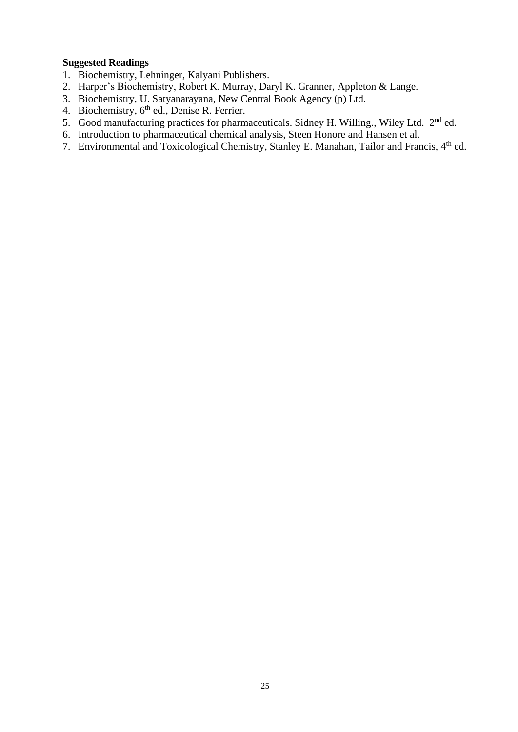**Suggested Readings**

1. Biochemistry, Lehninger, Kalyani Publishers.
2. Harper's Biochemistry, Robert K. Murray, Daryl K. Granner, Appleton & Lange.
3. Biochemistry, U. Satyanarayana, New Central Book Agency (p) Ltd.
4. Biochemistry, $6^{th}$ ed., Denise R. Ferrier.
5. Good manufacturing practices for pharmaceuticals. Sidney H. Willing., Wiley Ltd. $2^{nd}$ ed.
6. Introduction to pharmaceutical chemical analysis, Steen Honore and Hansen et al.
7. Environmental and Toxicological Chemistry, Stanley E. Manahan, Tailor and Francis, $4^{th}$ ed.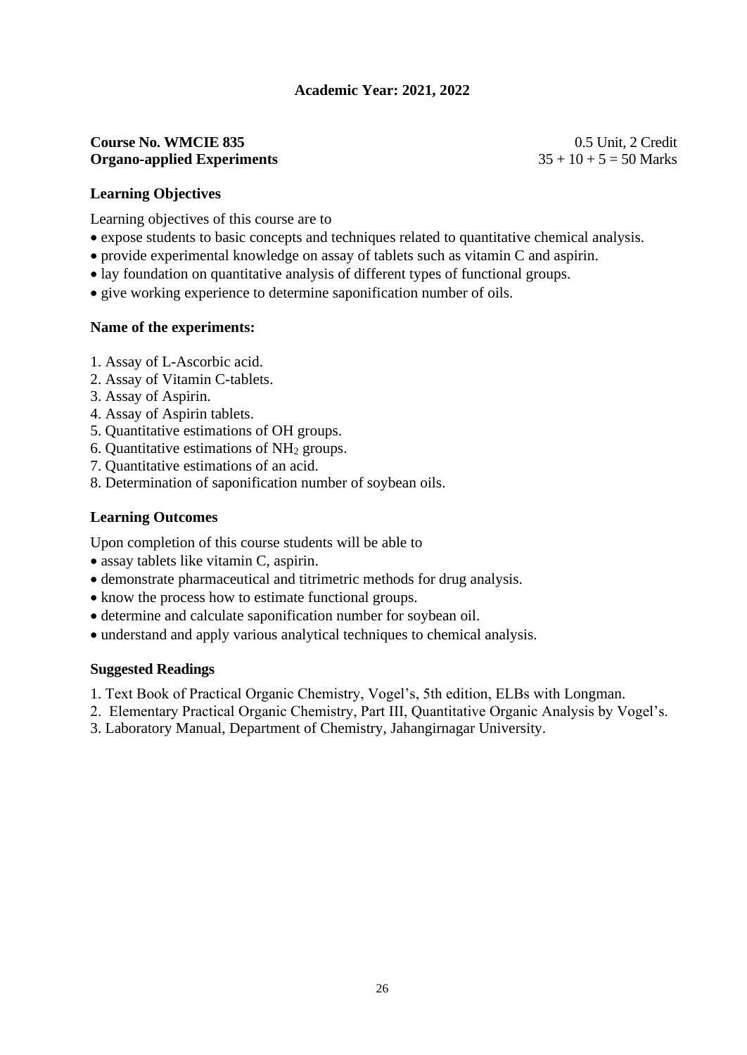**Academic Year: 2021, 2022**

**Course No. WMCIE 835** 0.5 Unit, 2 Credit
**Organo-applied Experiments** 35 + 10 + 5 = 50 Marks

### Learning Objectives

Learning objectives of this course are to

- expose students to basic concepts and techniques related to quantitative chemical analysis.
- provide experimental knowledge on assay of tablets such as vitamin C and aspirin.
- lay foundation on quantitative analysis of different types of functional groups.
- give working experience to determine saponification number of oils.

### Name of the experiments:

1. Assay of L-Ascorbic acid.
2. Assay of Vitamin C-tablets.
3. Assay of Aspirin.
4. Assay of Aspirin tablets.
5. Quantitative estimations of OH groups.
6. Quantitative estimations of $NH_2$ groups.
7. Quantitative estimations of an acid.
8. Determination of saponification number of soybean oils.

### Learning Outcomes

Upon completion of this course students will be able to

- assay tablets like vitamin C, aspirin.
- demonstrate pharmaceutical and titrimetric methods for drug analysis.
- know the process how to estimate functional groups.
- determine and calculate saponification number for soybean oil.
- understand and apply various analytical techniques to chemical analysis.

### Suggested Readings

1. Text Book of Practical Organic Chemistry, Vogel's, 5th edition, ELBs with Longman.
2. Elementary Practical Organic Chemistry, Part III, Quantitative Organic Analysis by Vogel's.
3. Laboratory Manual, Department of Chemistry, Jahangirnagar University.